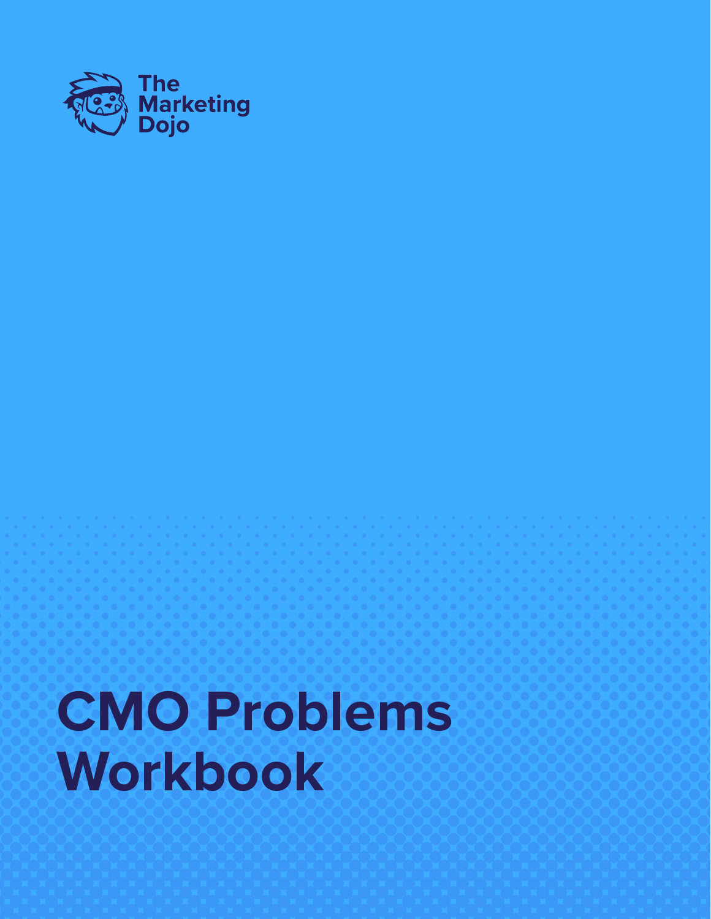The Marketing Dojo

# CMO Problems Workbook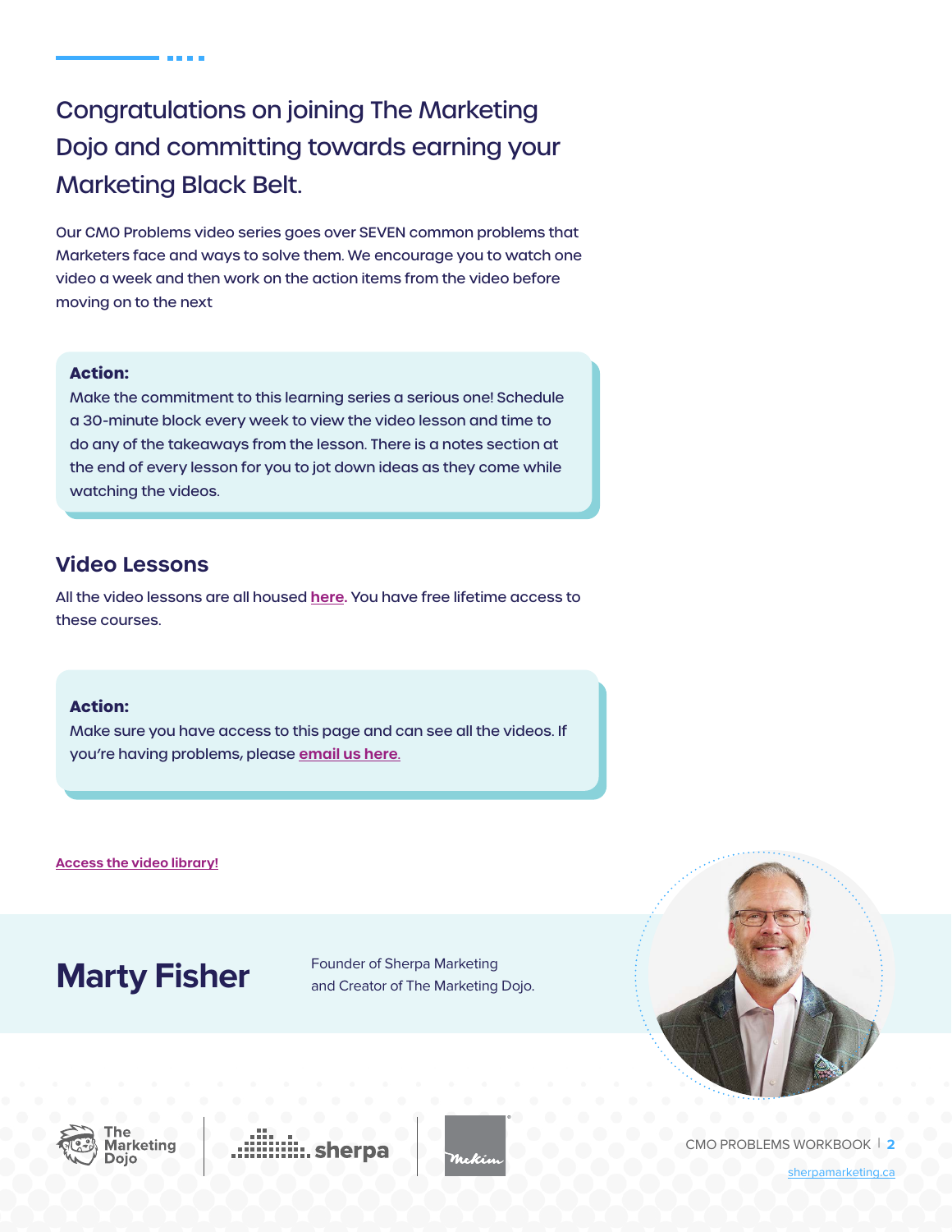## Congratulations on joining The Marketing Dojo and committing towards earning your Marketing Black Belt.

Our CMO Problems video series goes over SEVEN common problems that Marketers face and ways to solve them. We encourage you to watch one video a week and then work on the action items from the video before moving on to the next

**Action:**
Make the commitment to this learning series a serious one! Schedule a 30-minute block every week to view the video lesson and time to do any of the takeaways from the lesson. There is a notes section at the end of every lesson for you to jot down ideas as they come while watching the videos.

### Video Lessons

All the video lessons are all housed **here**. You have free lifetime access to these courses.

**Action:**
Make sure you have access to this page and can see all the videos. If you're having problems, please **email us here.**

**Access the video library!**

**Marty Fisher**

Founder of Sherpa Marketing
and Creator of The Marketing Dojo.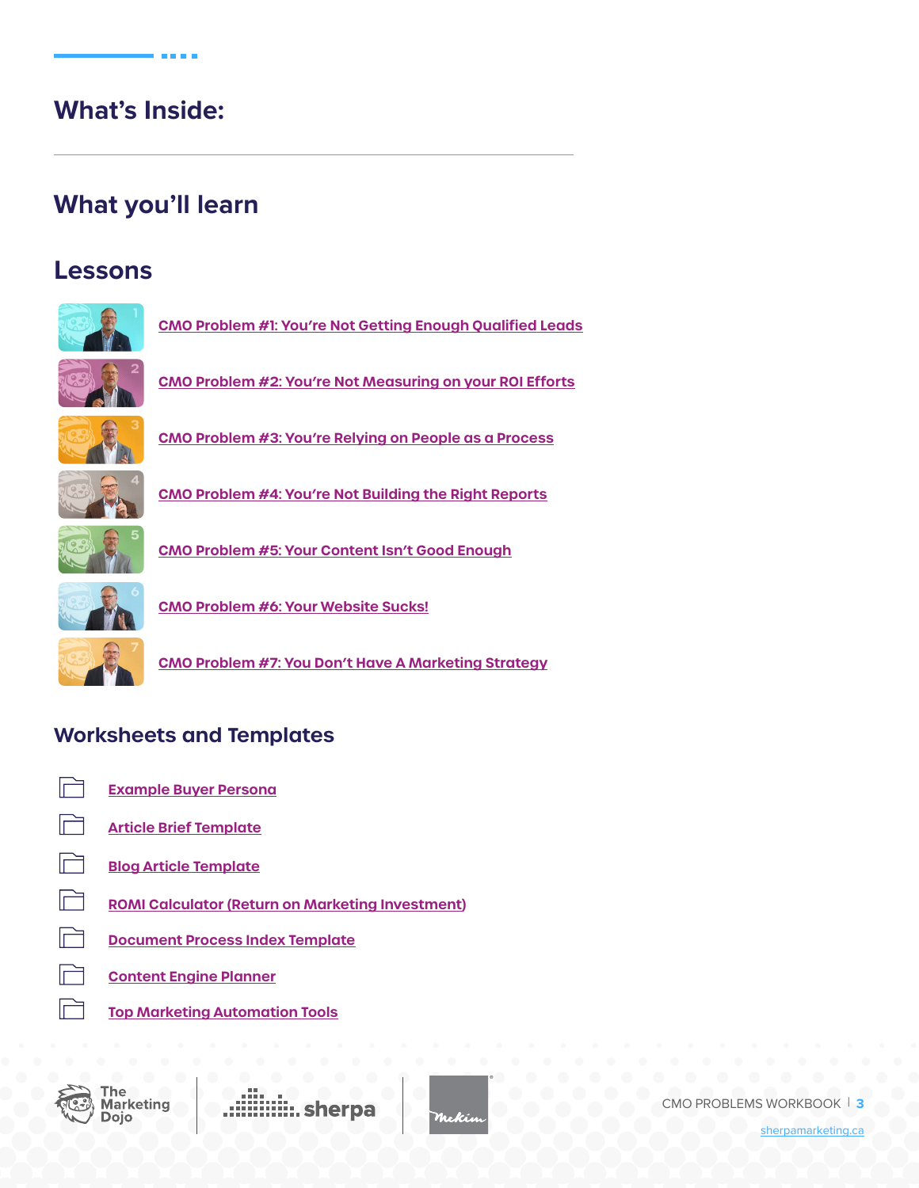## What's Inside:

## What you'll learn

### Lessons

- CMO Problem #1: You're Not Getting Enough Qualified Leads
- CMO Problem #2: You're Not Measuring on your ROI Efforts
- CMO Problem #3: You're Relying on People as a Process
- CMO Problem #4: You're Not Building the Right Reports
- CMO Problem #5: Your Content Isn't Good Enough
- CMO Problem #6: Your Website Sucks!
- CMO Problem #7: You Don't Have A Marketing Strategy

### Worksheets and Templates

- Example Buyer Persona
- Article Brief Template
- Blog Article Template
- ROMI Calculator (Return on Marketing Investment)
- Document Process Index Template
- Content Engine Planner
- Top Marketing Automation Tools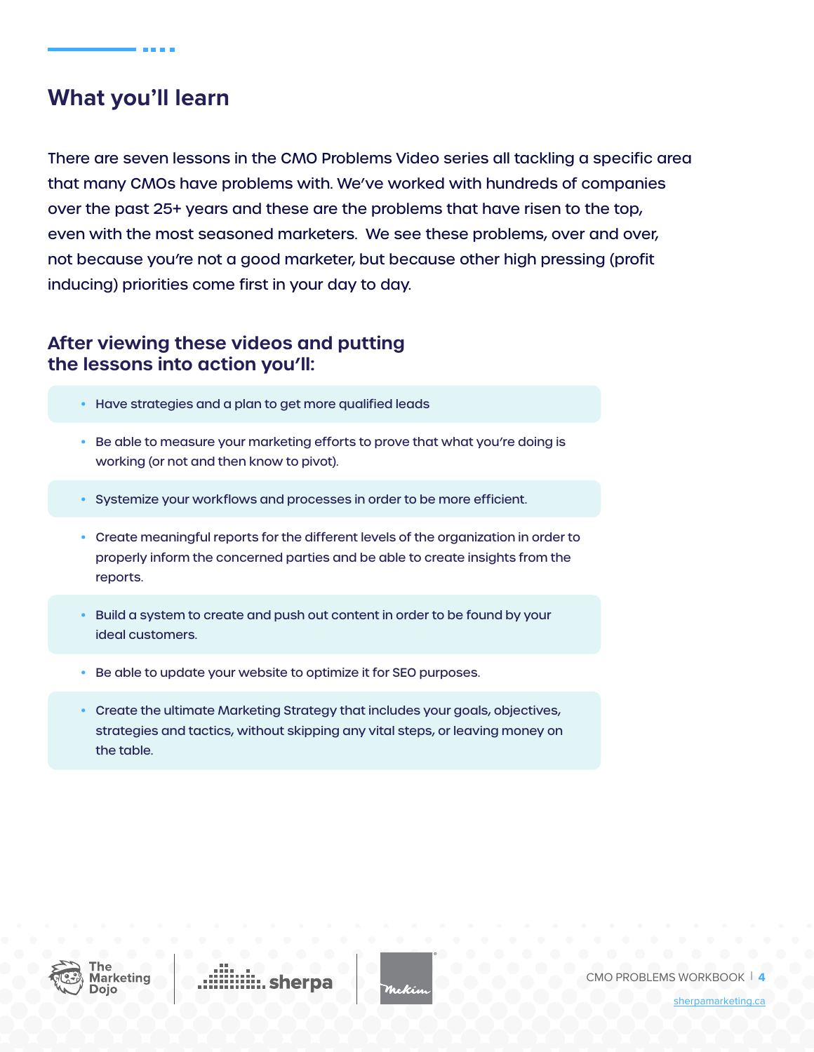## What you'll learn

There are seven lessons in the CMO Problems Video series all tackling a specific area that many CMOs have problems with. We've worked with hundreds of companies over the past 25+ years and these are the problems that have risen to the top, even with the most seasoned marketers. We see these problems, over and over, not because you're not a good marketer, but because other high pressing (profit inducing) priorities come first in your day to day.

### After viewing these videos and putting the lessons into action you'll:

- Have strategies and a plan to get more qualified leads
- Be able to measure your marketing efforts to prove that what you're doing is working (or not and then know to pivot).
- Systemize your workflows and processes in order to be more efficient.
- Create meaningful reports for the different levels of the organization in order to properly inform the concerned parties and be able to create insights from the reports.
- Build a system to create and push out content in order to be found by your ideal customers.
- Be able to update your website to optimize it for SEO purposes.
- Create the ultimate Marketing Strategy that includes your goals, objectives, strategies and tactics, without skipping any vital steps, or leaving money on the table.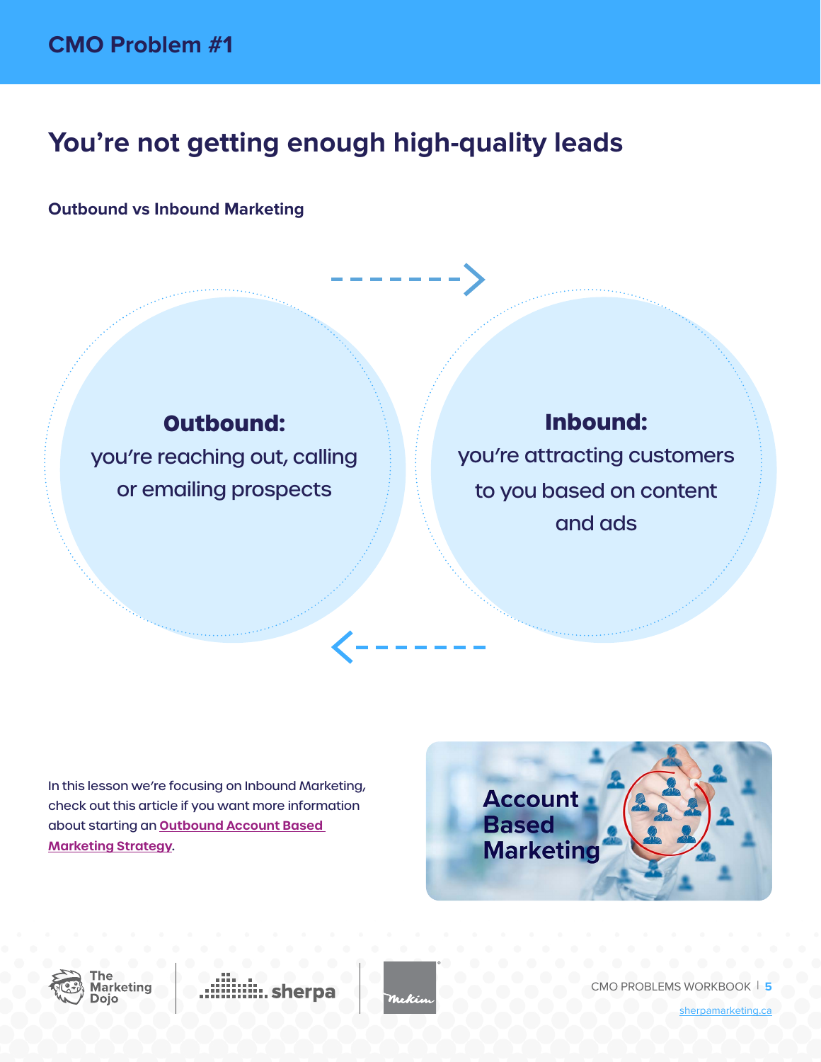## CMO Problem #1

# You're not getting enough high-quality leads

### Outbound vs Inbound Marketing

**Outbound:** you're reaching out, calling or emailing prospects

**Inbound:** you're attracting customers to you based on content and ads

In this lesson we're focusing on Inbound Marketing, check out this article if you want more information about starting an **Outbound Account Based Marketing Strategy**.

Account Based Marketing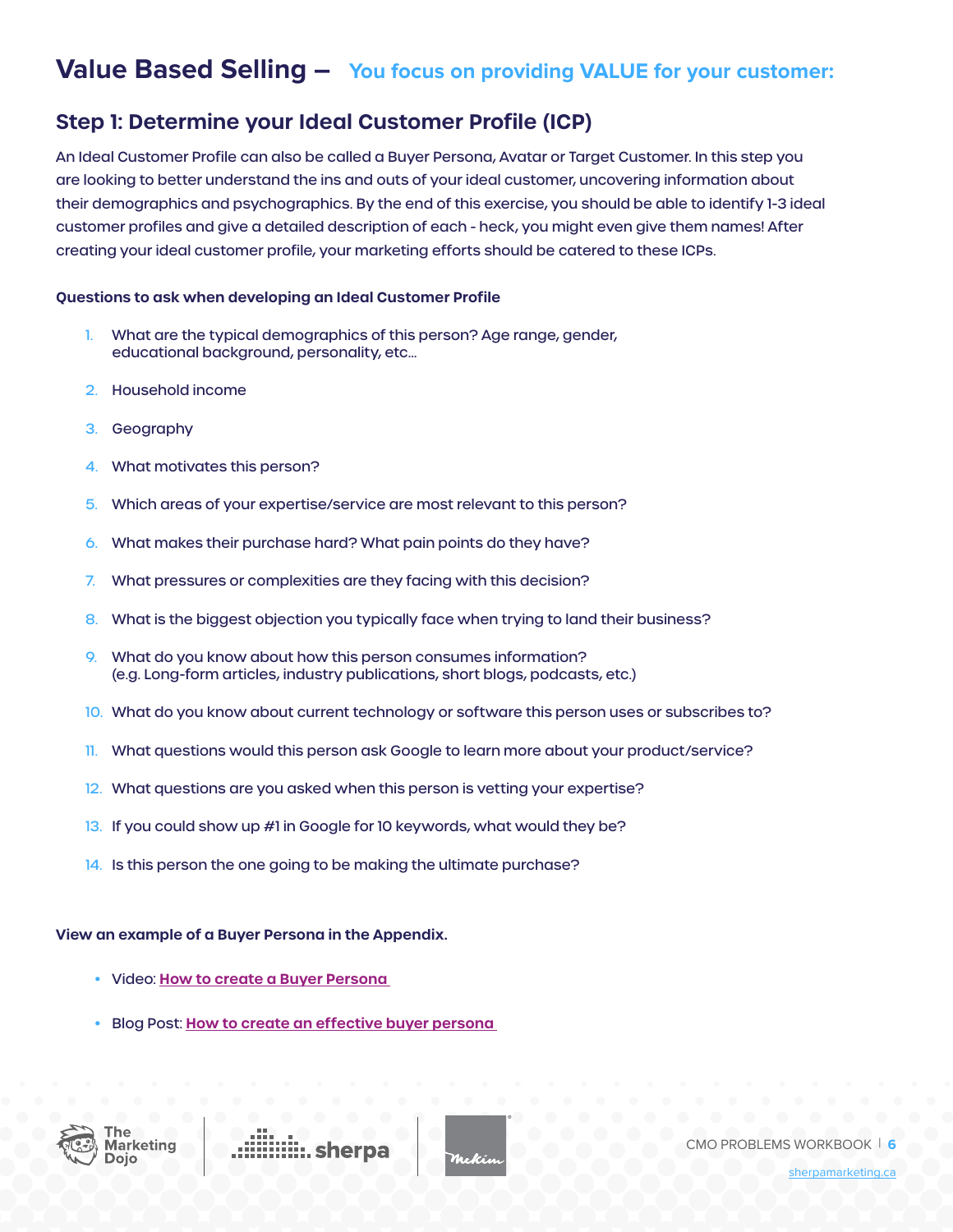# Value Based Selling – You focus on providing VALUE for your customer:

## Step 1: Determine your Ideal Customer Profile (ICP)

An Ideal Customer Profile can also be called a Buyer Persona, Avatar or Target Customer. In this step you are looking to better understand the ins and outs of your ideal customer, uncovering information about their demographics and psychographics. By the end of this exercise, you should be able to identify 1-3 ideal customer profiles and give a detailed description of each - heck, you might even give them names! After creating your ideal customer profile, your marketing efforts should be catered to these ICPs.

**Questions to ask when developing an Ideal Customer Profile**

1. What are the typical demographics of this person? Age range, gender, educational background, personality, etc…
2. Household income
3. Geography
4. What motivates this person?
5. Which areas of your expertise/service are most relevant to this person?
6. What makes their purchase hard? What pain points do they have?
7. What pressures or complexities are they facing with this decision?
8. What is the biggest objection you typically face when trying to land their business?
9. What do you know about how this person consumes information? (e.g. Long-form articles, industry publications, short blogs, podcasts, etc.)
10. What do you know about current technology or software this person uses or subscribes to?
11. What questions would this person ask Google to learn more about your product/service?
12. What questions are you asked when this person is vetting your expertise?
13. If you could show up #1 in Google for 10 keywords, what would they be?
14. Is this person the one going to be making the ultimate purchase?

**View an example of a Buyer Persona in the Appendix.**

- Video: **How to create a Buyer Persona**
- Blog Post: **How to create an effective buyer persona**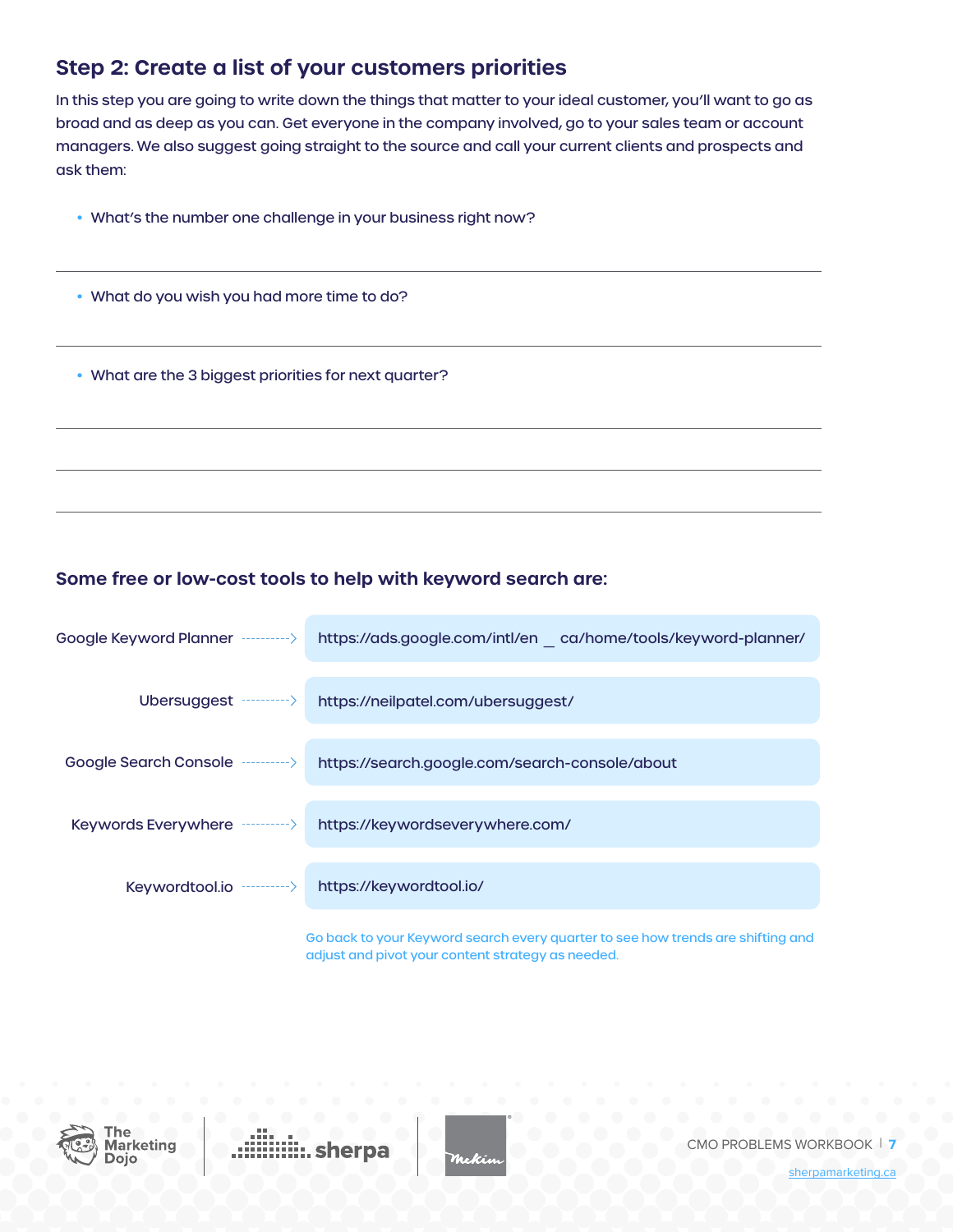## Step 2: Create a list of your customers priorities

In this step you are going to write down the things that matter to your ideal customer, you'll want to go as broad and as deep as you can. Get everyone in the company involved, go to your sales team or account managers. We also suggest going straight to the source and call your current clients and prospects and ask them:

- What's the number one challenge in your business right now?

- What do you wish you had more time to do?

- What are the 3 biggest priorities for next quarter?

### Some free or low-cost tools to help with keyword search are:

| Tool | Link |
| --- | --- |
| Google Keyword Planner | https://ads.google.com/intl/en _ ca/home/tools/keyword-planner/ |
| Ubersuggest | https://neilpatel.com/ubersuggest/ |
| Google Search Console | https://search.google.com/search-console/about |
| Keywords Everywhere | https://keywordseverywhere.com/ |
| Keywordtool.io | https://keywordtool.io/ |

Go back to your Keyword search every quarter to see how trends are shifting and adjust and pivot your content strategy as needed.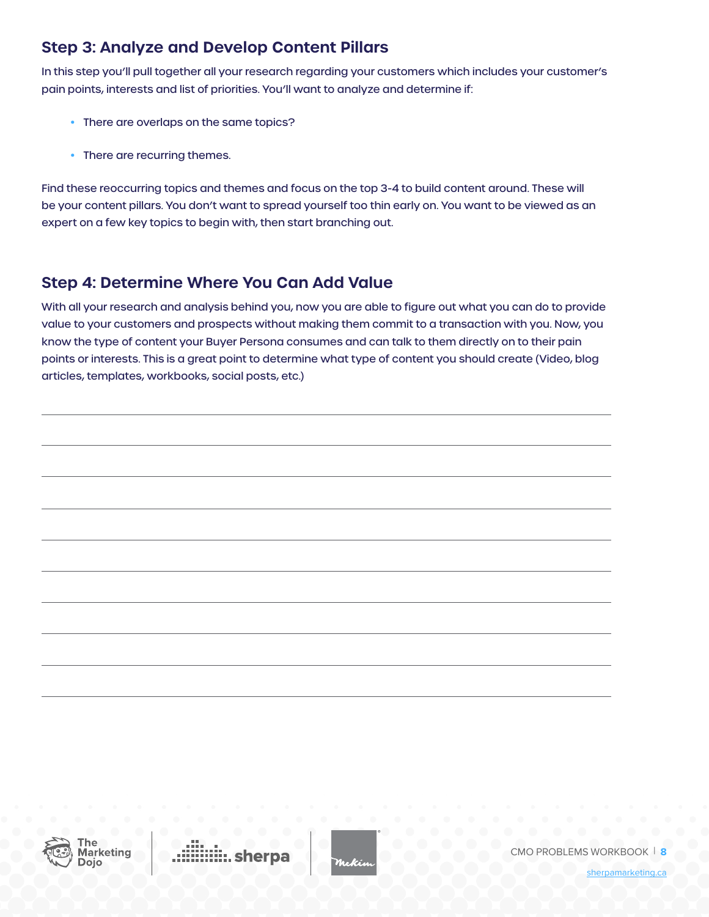## Step 3: Analyze and Develop Content Pillars

In this step you'll pull together all your research regarding your customers which includes your customer's pain points, interests and list of priorities. You'll want to analyze and determine if:

- There are overlaps on the same topics?
- There are recurring themes.

Find these reoccurring topics and themes and focus on the top 3-4 to build content around. These will be your content pillars. You don't want to spread yourself too thin early on. You want to be viewed as an expert on a few key topics to begin with, then start branching out.

## Step 4: Determine Where You Can Add Value

With all your research and analysis behind you, now you are able to figure out what you can do to provide value to your customers and prospects without making them commit to a transaction with you. Now, you know the type of content your Buyer Persona consumes and can talk to them directly on to their pain points or interests. This is a great point to determine what type of content you should create (Video, blog articles, templates, workbooks, social posts, etc.)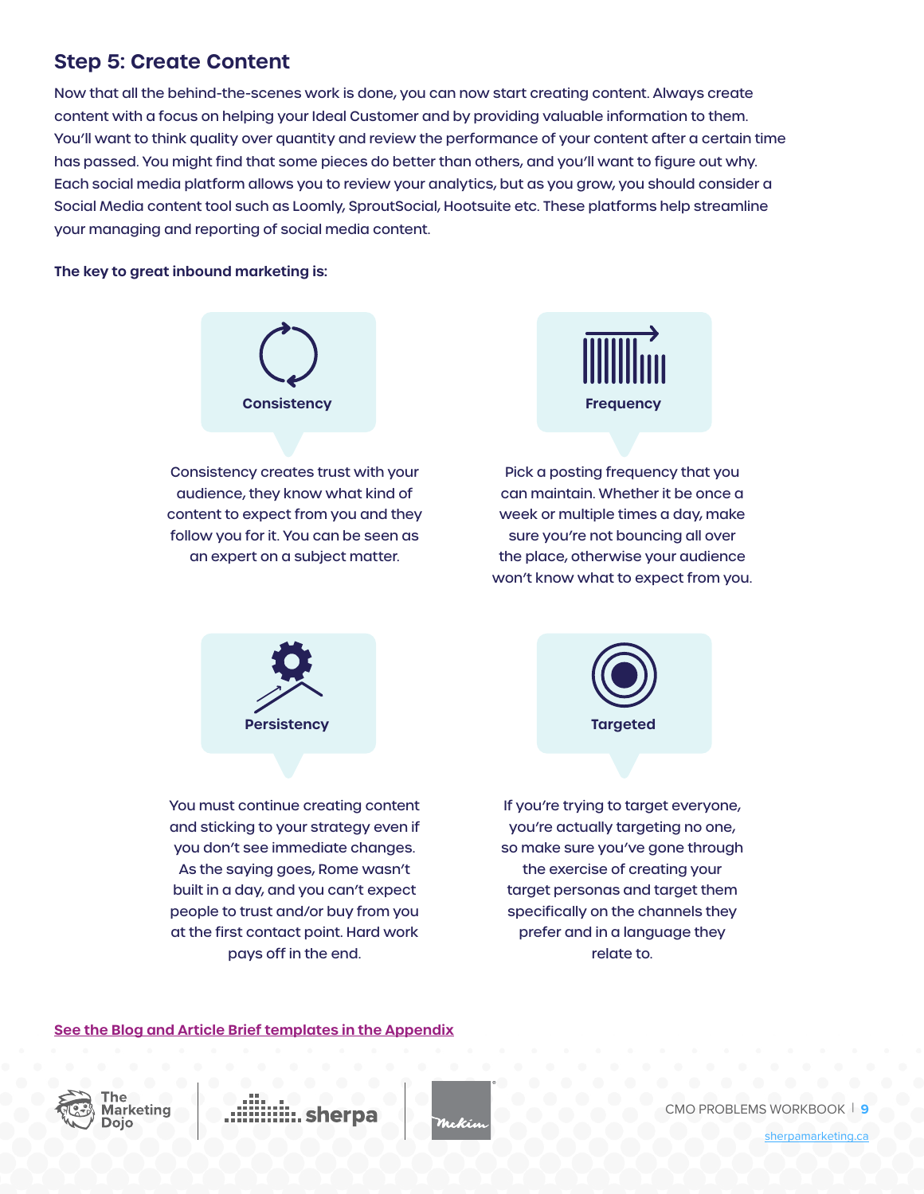## Step 5: Create Content

Now that all the behind-the-scenes work is done, you can now start creating content. Always create content with a focus on helping your Ideal Customer and by providing valuable information to them. You'll want to think quality over quantity and review the performance of your content after a certain time has passed. You might find that some pieces do better than others, and you'll want to figure out why. Each social media platform allows you to review your analytics, but as you grow, you should consider a Social Media content tool such as Loomly, SproutSocial, Hootsuite etc. These platforms help streamline your managing and reporting of social media content.

**The key to great inbound marketing is:**

**Consistency**

Consistency creates trust with your audience, they know what kind of content to expect from you and they follow you for it. You can be seen as an expert on a subject matter.

**Frequency**

Pick a posting frequency that you can maintain. Whether it be once a week or multiple times a day, make sure you're not bouncing all over the place, otherwise your audience won't know what to expect from you.

**Persistency**

You must continue creating content and sticking to your strategy even if you don't see immediate changes. As the saying goes, Rome wasn't built in a day, and you can't expect people to trust and/or buy from you at the first contact point. Hard work pays off in the end.

**Targeted**

If you're trying to target everyone, you're actually targeting no one, so make sure you've gone through the exercise of creating your target personas and target them specifically on the channels they prefer and in a language they relate to.

See the Blog and Article Brief templates in the Appendix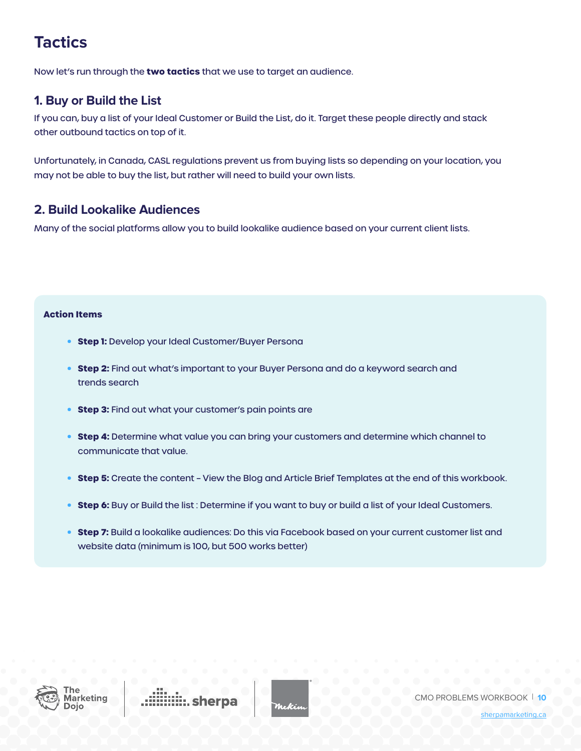# Tactics

Now let's run through the **two tactics** that we use to target an audience.

## 1. Buy or Build the List

If you can, buy a list of your Ideal Customer or Build the List, do it. Target these people directly and stack other outbound tactics on top of it.

Unfortunately, in Canada, CASL regulations prevent us from buying lists so depending on your location, you may not be able to buy the list, but rather will need to build your own lists.

## 2. Build Lookalike Audiences

Many of the social platforms allow you to build lookalike audience based on your current client lists.

**Action Items**

- **Step 1:** Develop your Ideal Customer/Buyer Persona
- **Step 2:** Find out what's important to your Buyer Persona and do a keyword search and trends search
- **Step 3:** Find out what your customer's pain points are
- **Step 4:** Determine what value you can bring your customers and determine which channel to communicate that value.
- **Step 5:** Create the content – View the Blog and Article Brief Templates at the end of this workbook.
- **Step 6:** Buy or Build the list : Determine if you want to buy or build a list of your Ideal Customers.
- **Step 7:** Build a lookalike audiences: Do this via Facebook based on your current customer list and website data (minimum is 100, but 500 works better)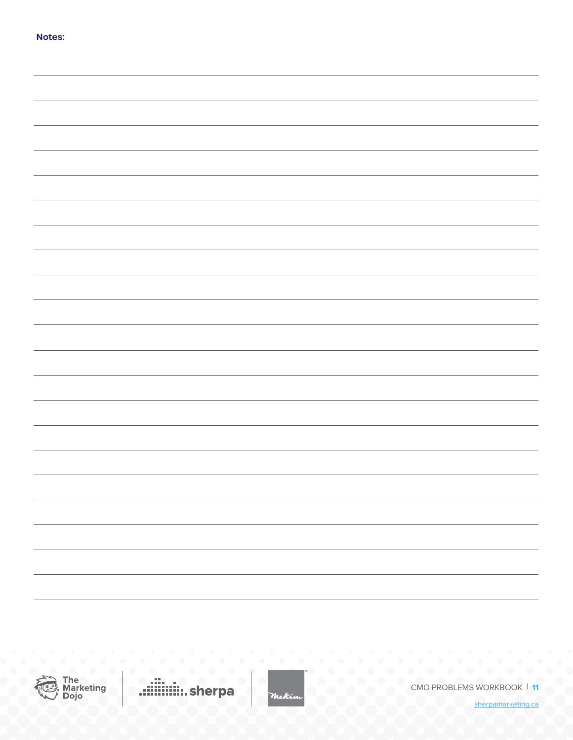**Notes:**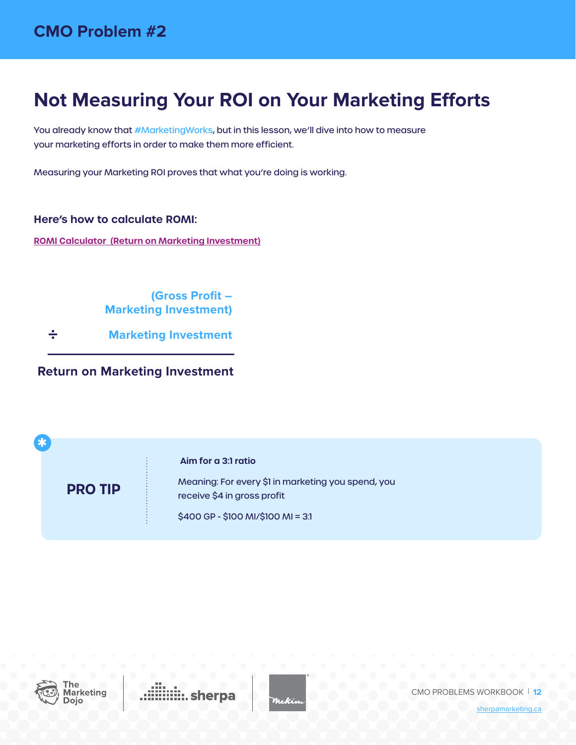## CMO Problem #2

# Not Measuring Your ROI on Your Marketing Efforts

You already know that #MarketingWorks, but in this lesson, we'll dive into how to measure your marketing efforts in order to make them more efficient.

Measuring your Marketing ROI proves that what you're doing is working.

### Here's how to calculate ROMI:

[ROMI Calculator (Return on Marketing Investment)]

(Gross Profit – Marketing Investment)

÷ Marketing Investment

---

**Return on Marketing Investment**

> **PRO TIP**
>
> **Aim for a 3:1 ratio**
>
> Meaning: For every $1 in marketing you spend, you receive $4 in gross profit
>
> $400 GP - $100 MI/$100 MI = 3:1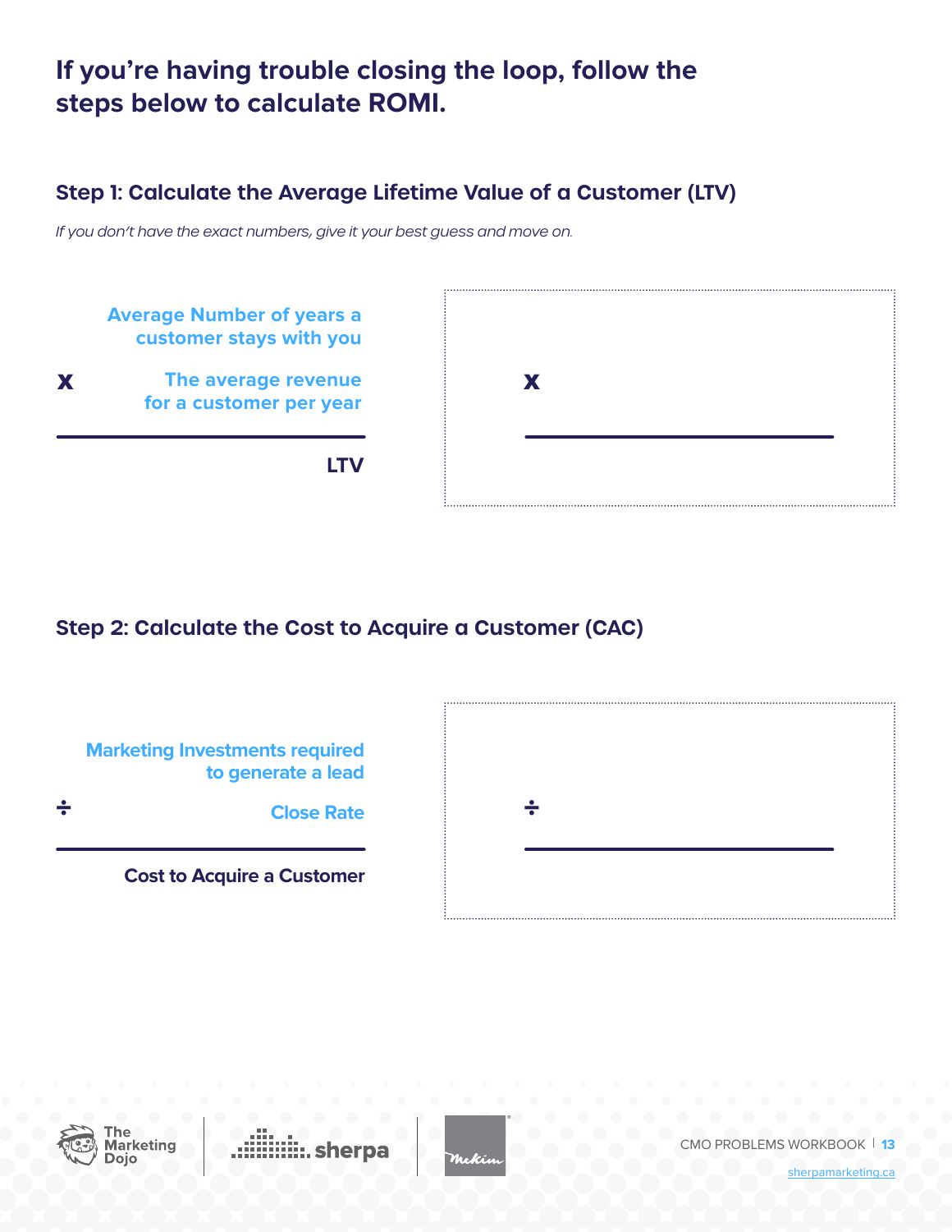## If you're having trouble closing the loop, follow the steps below to calculate ROMI.

### Step 1: Calculate the Average Lifetime Value of a Customer (LTV)

*If you don't have the exact numbers, give it your best guess and move on.*

Average Number of years a customer stays with you

x The average revenue for a customer per year

---

LTV

x

---

### Step 2: Calculate the Cost to Acquire a Customer (CAC)

Marketing Investments required to generate a lead

÷ Close Rate

---

Cost to Acquire a Customer

÷

---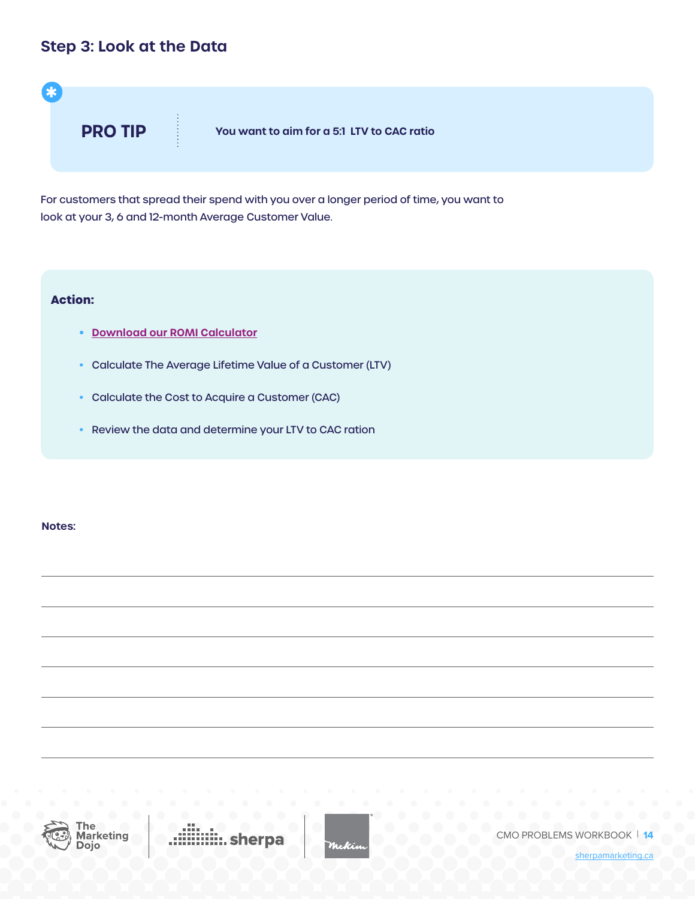## Step 3: Look at the Data

**PRO TIP**

**You want to aim for a 5:1 LTV to CAC ratio**

For customers that spread their spend with you over a longer period of time, you want to look at your 3, 6 and 12-month Average Customer Value.

**Action:**

- **Download our ROMI Calculator**
- Calculate The Average Lifetime Value of a Customer (LTV)
- Calculate the Cost to Acquire a Customer (CAC)
- Review the data and determine your LTV to CAC ration

**Notes:**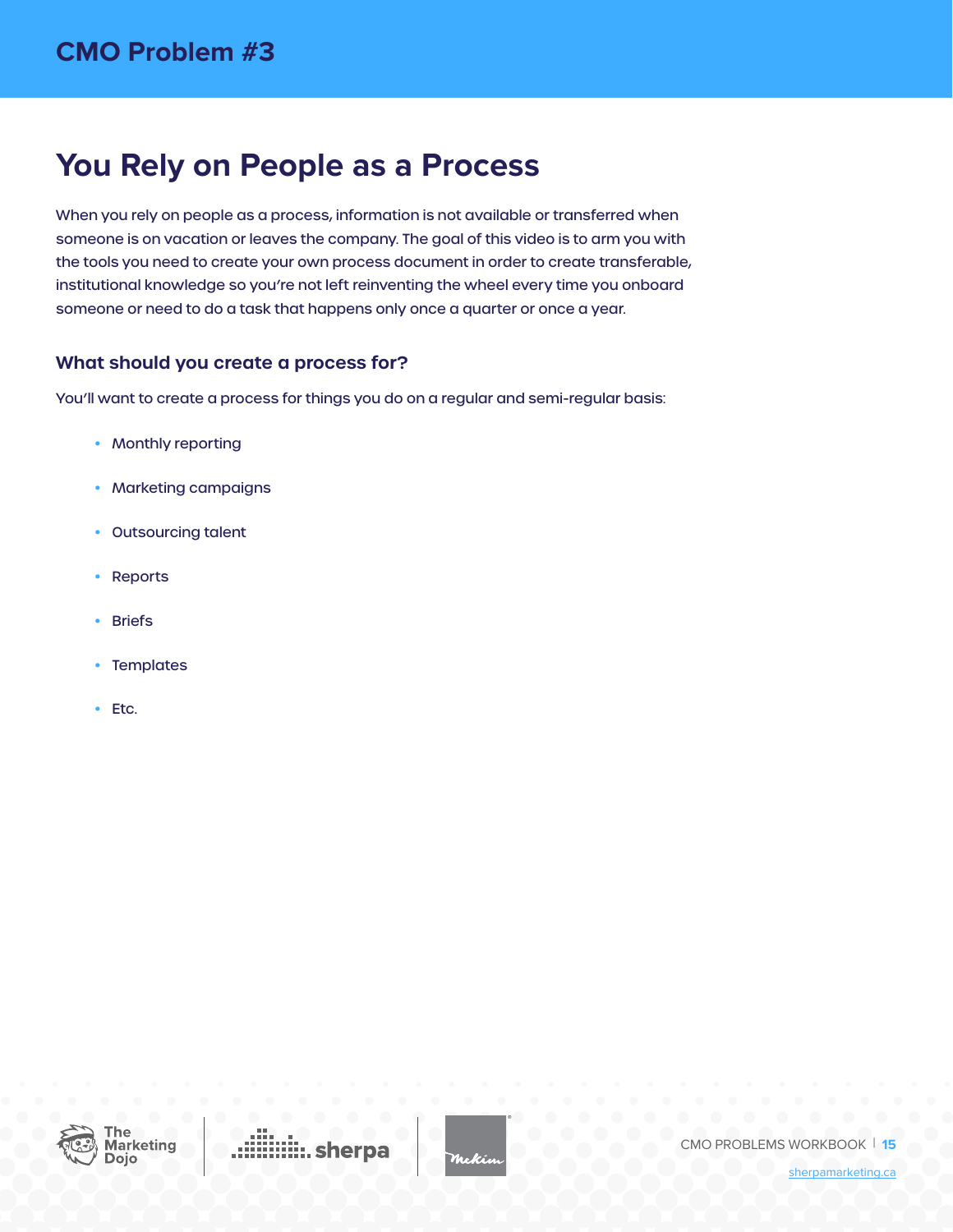## CMO Problem #3

# You Rely on People as a Process

When you rely on people as a process, information is not available or transferred when someone is on vacation or leaves the company. The goal of this video is to arm you with the tools you need to create your own process document in order to create transferable, institutional knowledge so you're not left reinventing the wheel every time you onboard someone or need to do a task that happens only once a quarter or once a year.

### What should you create a process for?

You'll want to create a process for things you do on a regular and semi-regular basis:

- Monthly reporting
- Marketing campaigns
- Outsourcing talent
- Reports
- Briefs
- Templates
- Etc.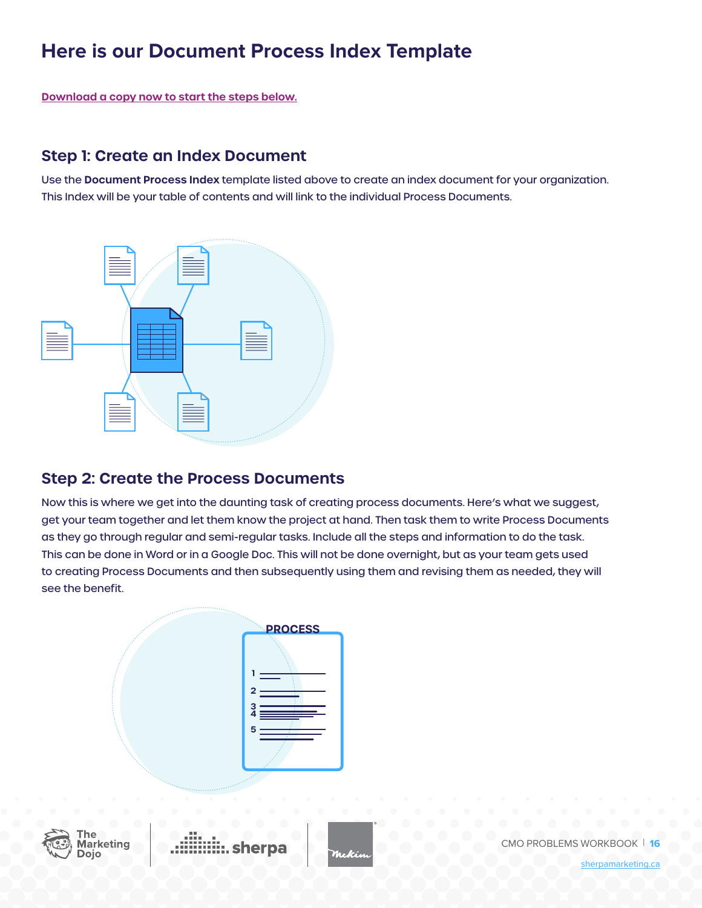# Here is our Document Process Index Template

Download a copy now to start the steps below.

## Step 1: Create an Index Document

Use the **Document Process Index** template listed above to create an index document for your organization. This Index will be your table of contents and will link to the individual Process Documents.

## Step 2: Create the Process Documents

Now this is where we get into the daunting task of creating process documents. Here's what we suggest, get your team together and let them know the project at hand. Then task them to write Process Documents as they go through regular and semi-regular tasks. Include all the steps and information to do the task. This can be done in Word or in a Google Doc. This will not be done overnight, but as your team gets used to creating Process Documents and then subsequently using them and revising them as needed, they will see the benefit.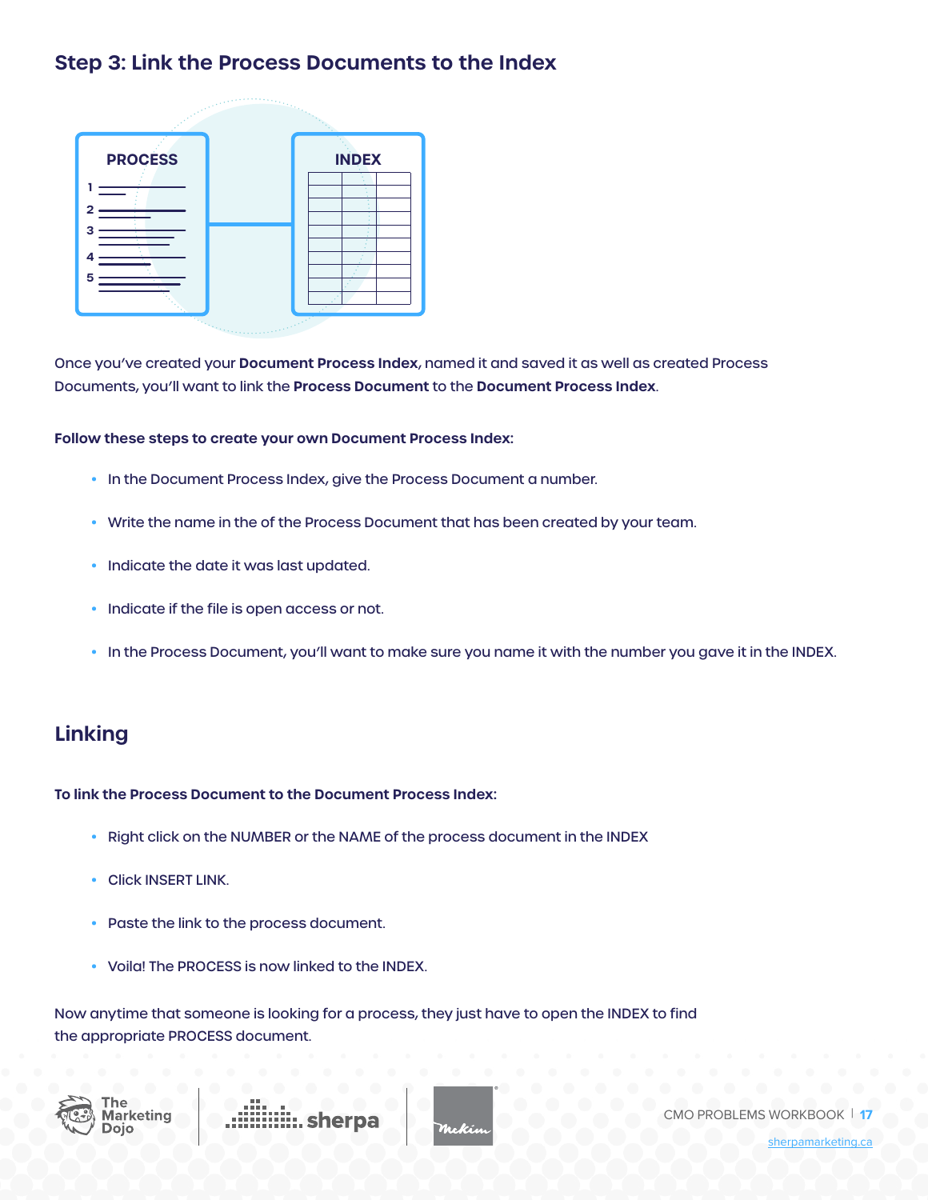## Step 3: Link the Process Documents to the Index

Once you've created your **Document Process Index**, named it and saved it as well as created Process Documents, you'll want to link the **Process Document** to the **Document Process Index**.

**Follow these steps to create your own Document Process Index:**

- In the Document Process Index, give the Process Document a number.
- Write the name in the of the Process Document that has been created by your team.
- Indicate the date it was last updated.
- Indicate if the file is open access or not.
- In the Process Document, you'll want to make sure you name it with the number you gave it in the INDEX.

## Linking

**To link the Process Document to the Document Process Index:**

- Right click on the NUMBER or the NAME of the process document in the INDEX
- Click INSERT LINK.
- Paste the link to the process document.
- Voila! The PROCESS is now linked to the INDEX.

Now anytime that someone is looking for a process, they just have to open the INDEX to find the appropriate PROCESS document.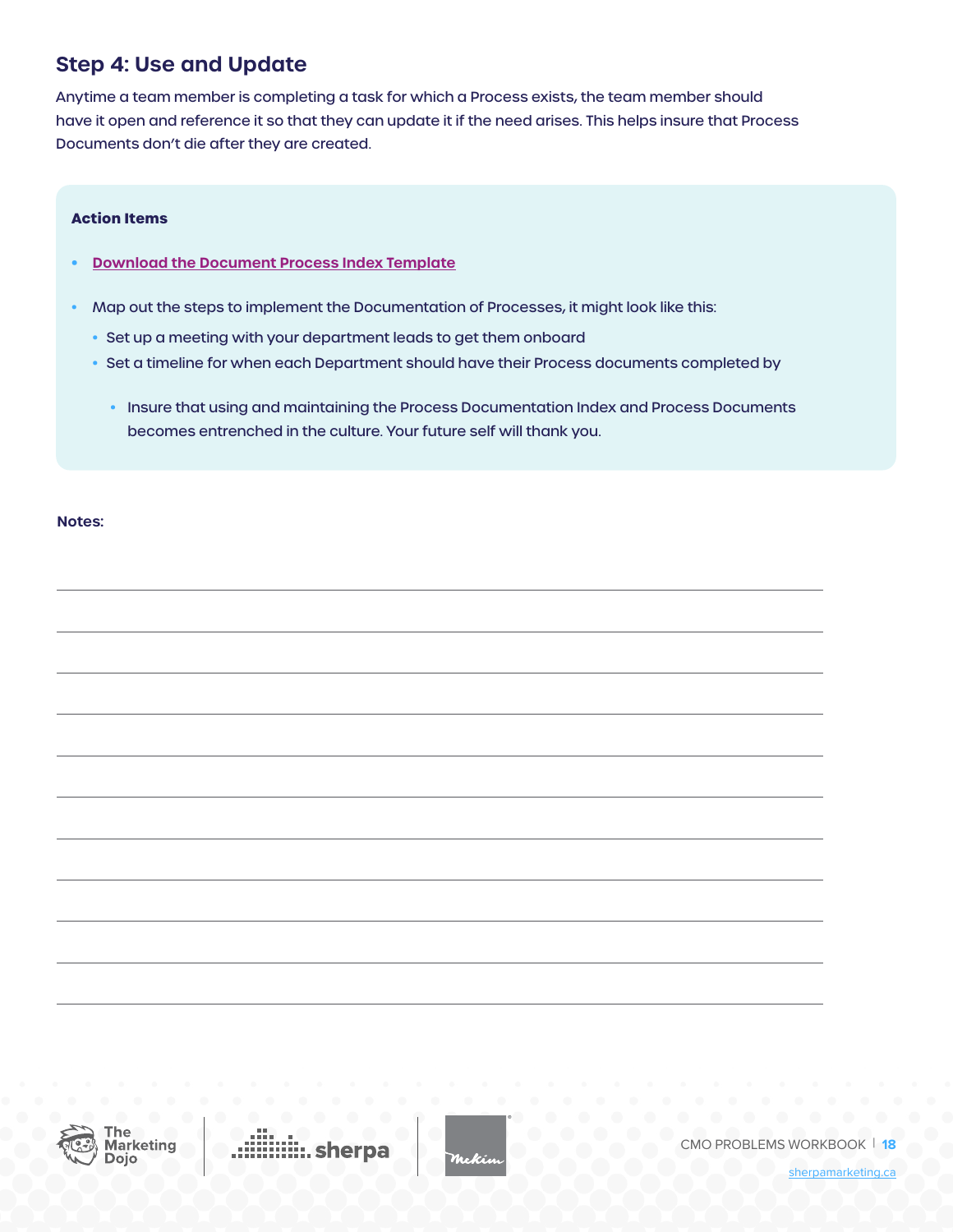## Step 4: Use and Update

Anytime a team member is completing a task for which a Process exists, the team member should have it open and reference it so that they can update it if the need arises. This helps insure that Process Documents don't die after they are created.

**Action Items**

- **Download the Document Process Index Template**
- Map out the steps to implement the Documentation of Processes, it might look like this:
  - Set up a meeting with your department leads to get them onboard
  - Set a timeline for when each Department should have their Process documents completed by
    - Insure that using and maintaining the Process Documentation Index and Process Documents becomes entrenched in the culture. Your future self will thank you.

**Notes:**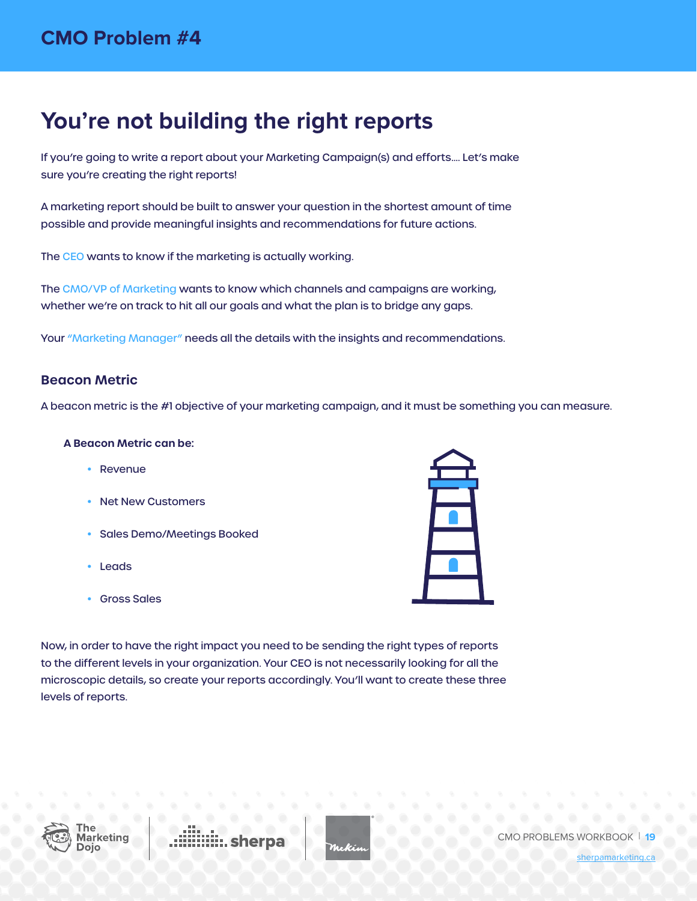## CMO Problem #4

# You're not building the right reports

If you're going to write a report about your Marketing Campaign(s) and efforts.... Let's make sure you're creating the right reports!

A marketing report should be built to answer your question in the shortest amount of time possible and provide meaningful insights and recommendations for future actions.

The CEO wants to know if the marketing is actually working.

The CMO/VP of Marketing wants to know which channels and campaigns are working, whether we're on track to hit all our goals and what the plan is to bridge any gaps.

Your "Marketing Manager" needs all the details with the insights and recommendations.

### Beacon Metric

A beacon metric is the #1 objective of your marketing campaign, and it must be something you can measure.

**A Beacon Metric can be:**

- Revenue
- Net New Customers
- Sales Demo/Meetings Booked
- Leads
- Gross Sales

Now, in order to have the right impact you need to be sending the right types of reports to the different levels in your organization. Your CEO is not necessarily looking for all the microscopic details, so create your reports accordingly. You'll want to create these three levels of reports.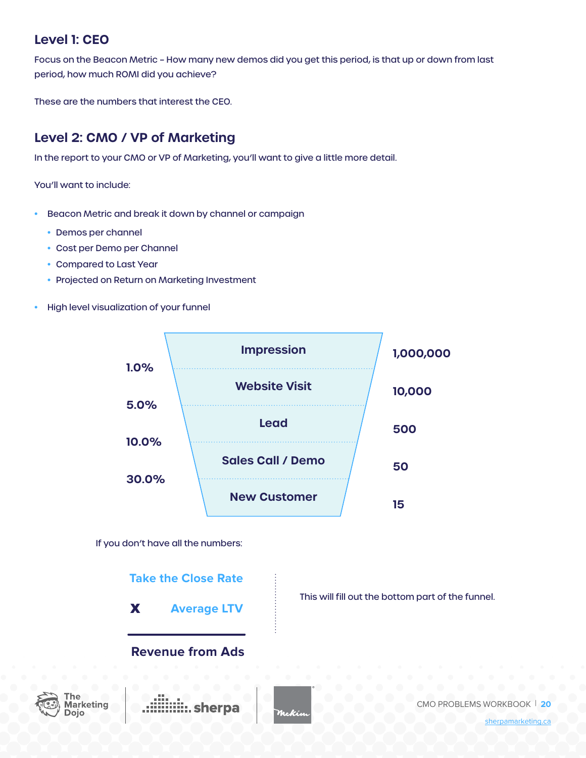## Level 1: CEO

Focus on the Beacon Metric – How many new demos did you get this period, is that up or down from last period, how much ROMI did you achieve?

These are the numbers that interest the CEO.

## Level 2: CMO / VP of Marketing

In the report to your CMO or VP of Marketing, you'll want to give a little more detail.

You'll want to include:

- Beacon Metric and break it down by channel or campaign
  - Demos per channel
  - Cost per Demo per Channel
  - Compared to Last Year
  - Projected on Return on Marketing Investment
- High level visualization of your funnel

| Conversion Rate | Stage | Volume |
|---|---|---|
| | Impression | 1,000,000 |
| 1.0% | Website Visit | 10,000 |
| 5.0% | Lead | 500 |
| 10.0% | Sales Call / Demo | 50 |
| 30.0% | New Customer | 15 |

If you don't have all the numbers:

**Take the Close Rate**

**x Average LTV**

---

**Revenue from Ads**

This will fill out the bottom part of the funnel.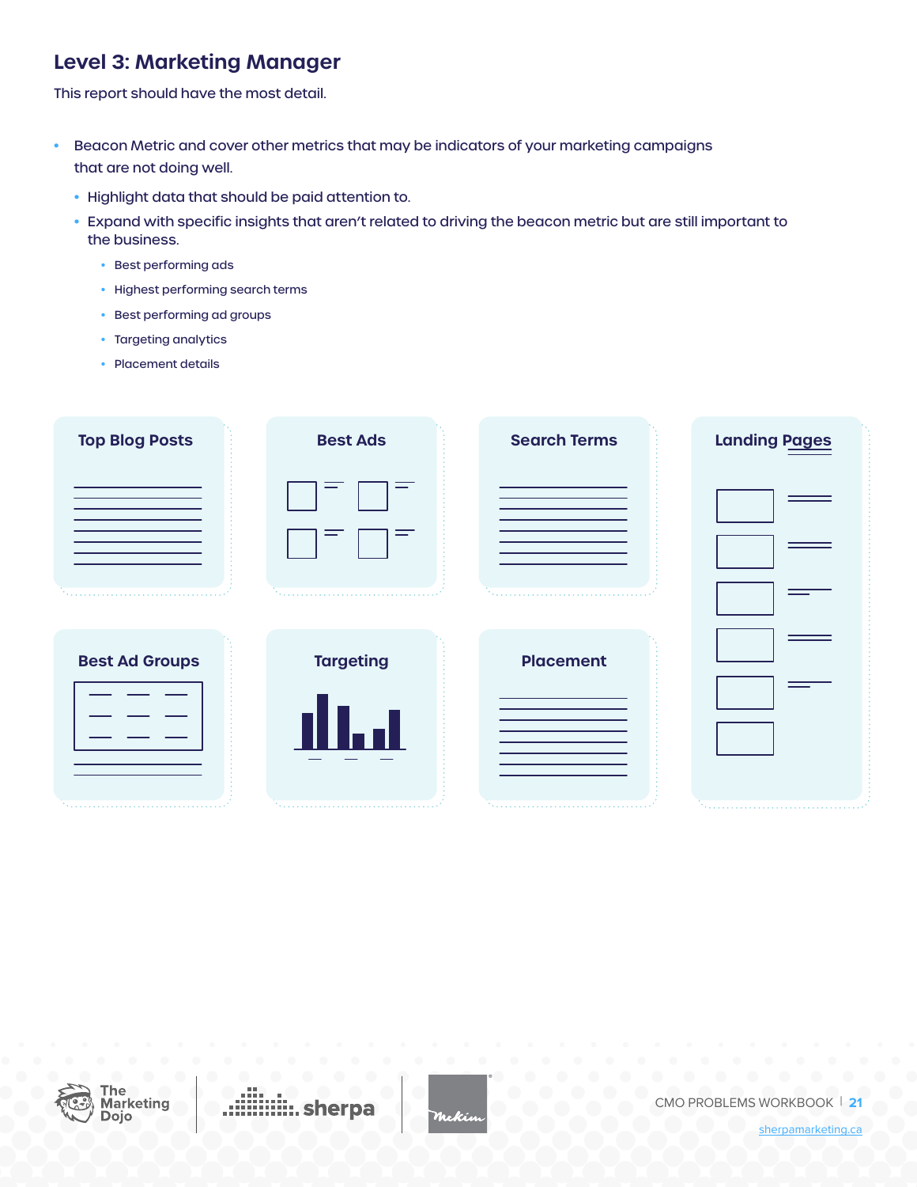## Level 3: Marketing Manager

This report should have the most detail.

- Beacon Metric and cover other metrics that may be indicators of your marketing campaigns that are not doing well.
  - Highlight data that should be paid attention to.
  - Expand with specific insights that aren't related to driving the beacon metric but are still important to the business.
    - Best performing ads
    - Highest performing search terms
    - Best performing ad groups
    - Targeting analytics
    - Placement details

Top Blog Posts

Best Ads

Search Terms

Landing Pages

Best Ad Groups

Targeting

Placement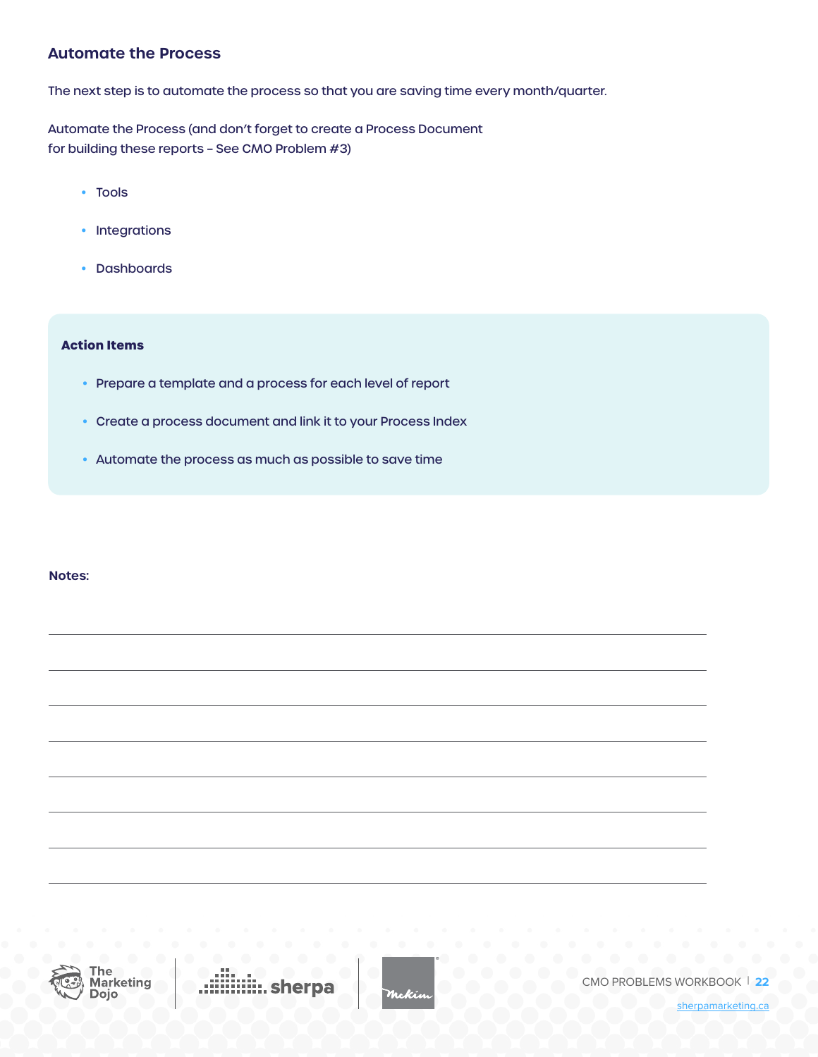## Automate the Process

The next step is to automate the process so that you are saving time every month/quarter.

Automate the Process (and don't forget to create a Process Document for building these reports – See CMO Problem #3)

- Tools
- Integrations
- Dashboards

**Action Items**

- Prepare a template and a process for each level of report
- Create a process document and link it to your Process Index
- Automate the process as much as possible to save time

**Notes:**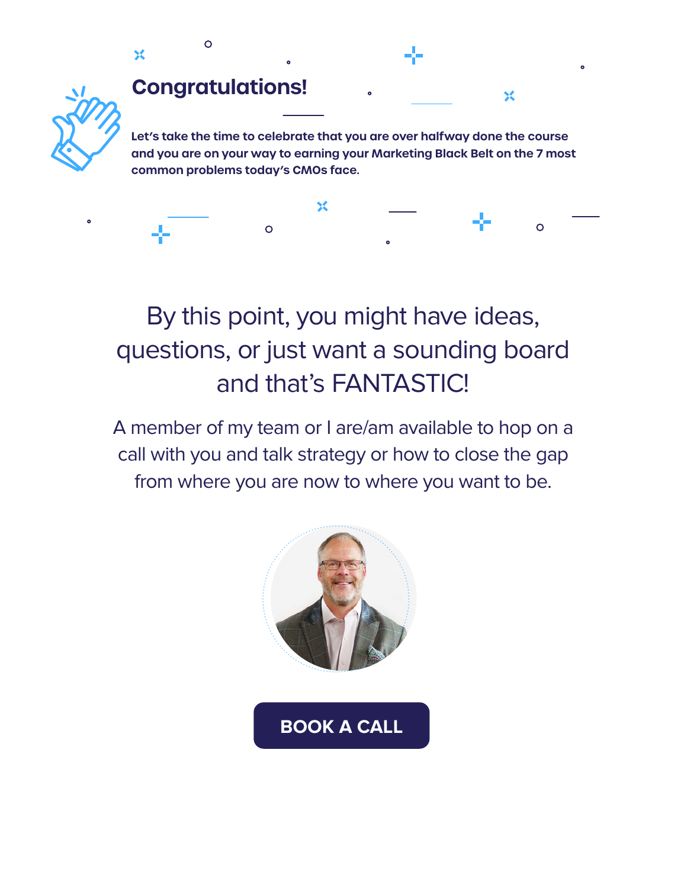# Congratulations!

**Let's take the time to celebrate that you are over halfway done the course and you are on your way to earning your Marketing Black Belt on the 7 most common problems today's CMOs face.**

## By this point, you might have ideas, questions, or just want a sounding board and that's FANTASTIC!

A member of my team or I are/am available to hop on a call with you and talk strategy or how to close the gap from where you are now to where you want to be.

**BOOK A CALL**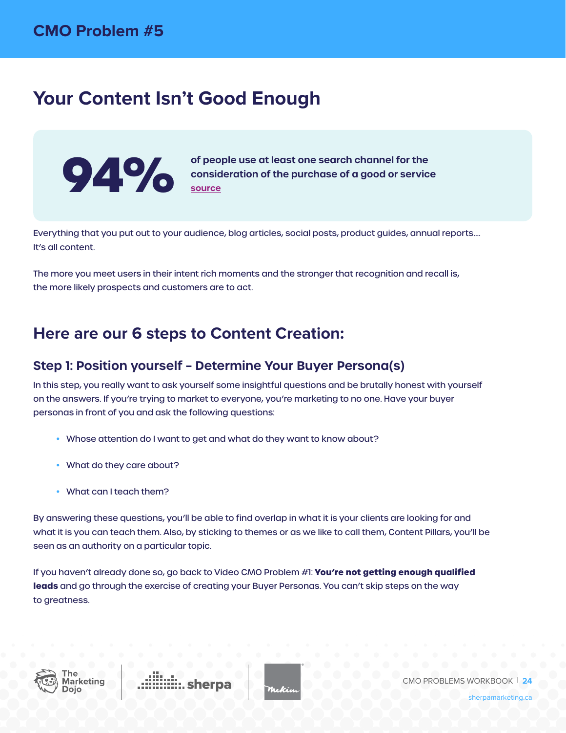CMO Problem #5

# Your Content Isn't Good Enough

**94%** of people use at least one search channel for the consideration of the purchase of a good or service
source

Everything that you put out to your audience, blog articles, social posts, product guides, annual reports.... It's all content.

The more you meet users in their intent rich moments and the stronger that recognition and recall is, the more likely prospects and customers are to act.

## Here are our 6 steps to Content Creation:

### Step 1: Position yourself – Determine Your Buyer Persona(s)

In this step, you really want to ask yourself some insightful questions and be brutally honest with yourself on the answers. If you're trying to market to everyone, you're marketing to no one. Have your buyer personas in front of you and ask the following questions:

- Whose attention do I want to get and what do they want to know about?
- What do they care about?
- What can I teach them?

By answering these questions, you'll be able to find overlap in what it is your clients are looking for and what it is you can teach them. Also, by sticking to themes or as we like to call them, Content Pillars, you'll be seen as an authority on a particular topic.

If you haven't already done so, go back to Video CMO Problem #1: **You're not getting enough qualified leads** and go through the exercise of creating your Buyer Personas. You can't skip steps on the way to greatness.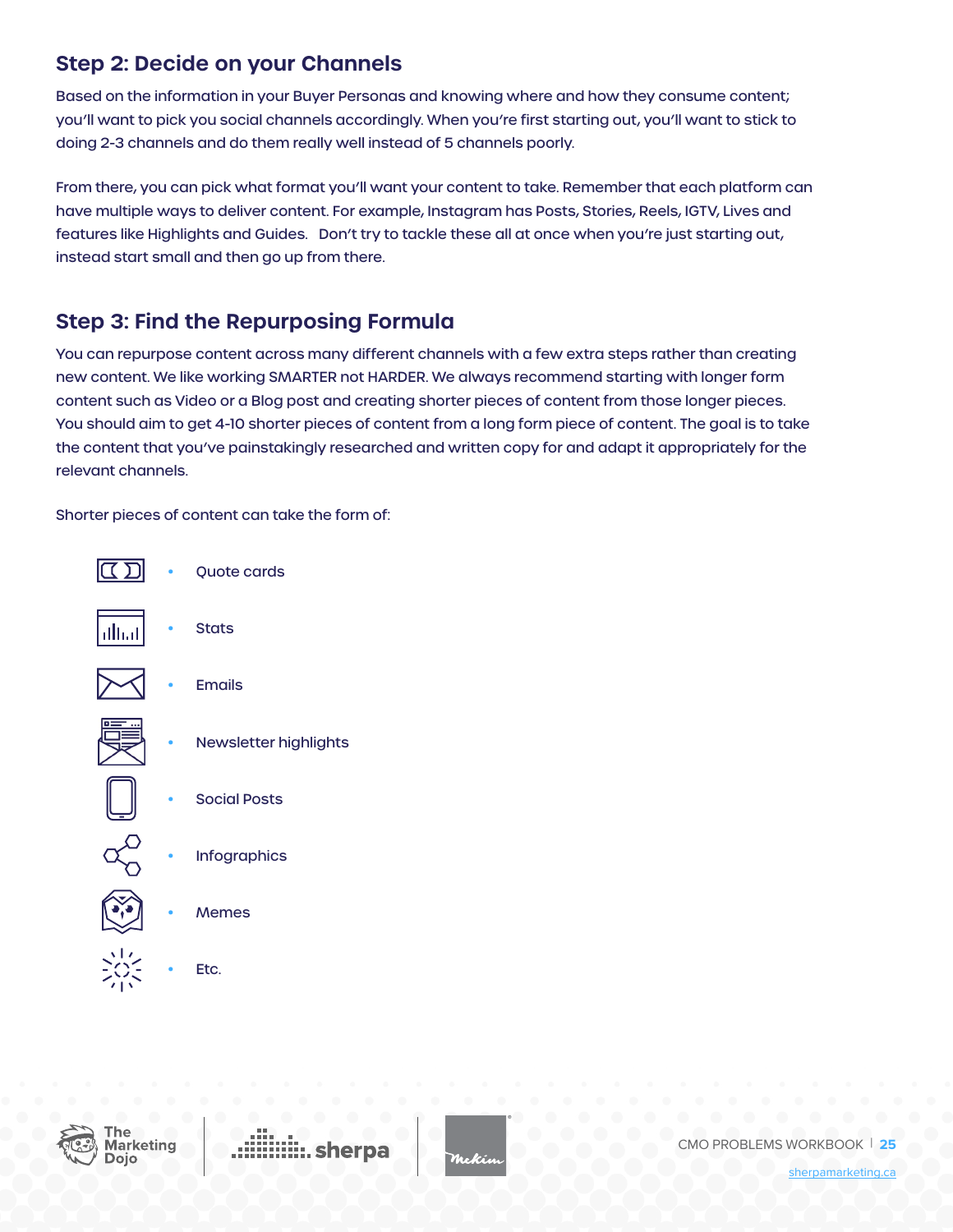## Step 2: Decide on your Channels

Based on the information in your Buyer Personas and knowing where and how they consume content; you'll want to pick you social channels accordingly. When you're first starting out, you'll want to stick to doing 2-3 channels and do them really well instead of 5 channels poorly.

From there, you can pick what format you'll want your content to take. Remember that each platform can have multiple ways to deliver content. For example, Instagram has Posts, Stories, Reels, IGTV, Lives and features like Highlights and Guides. Don't try to tackle these all at once when you're just starting out, instead start small and then go up from there.

## Step 3: Find the Repurposing Formula

You can repurpose content across many different channels with a few extra steps rather than creating new content. We like working SMARTER not HARDER. We always recommend starting with longer form content such as Video or a Blog post and creating shorter pieces of content from those longer pieces. You should aim to get 4-10 shorter pieces of content from a long form piece of content. The goal is to take the content that you've painstakingly researched and written copy for and adapt it appropriately for the relevant channels.

Shorter pieces of content can take the form of:

- Quote cards
- Stats
- Emails
- Newsletter highlights
- Social Posts
- Infographics
- Memes
- Etc.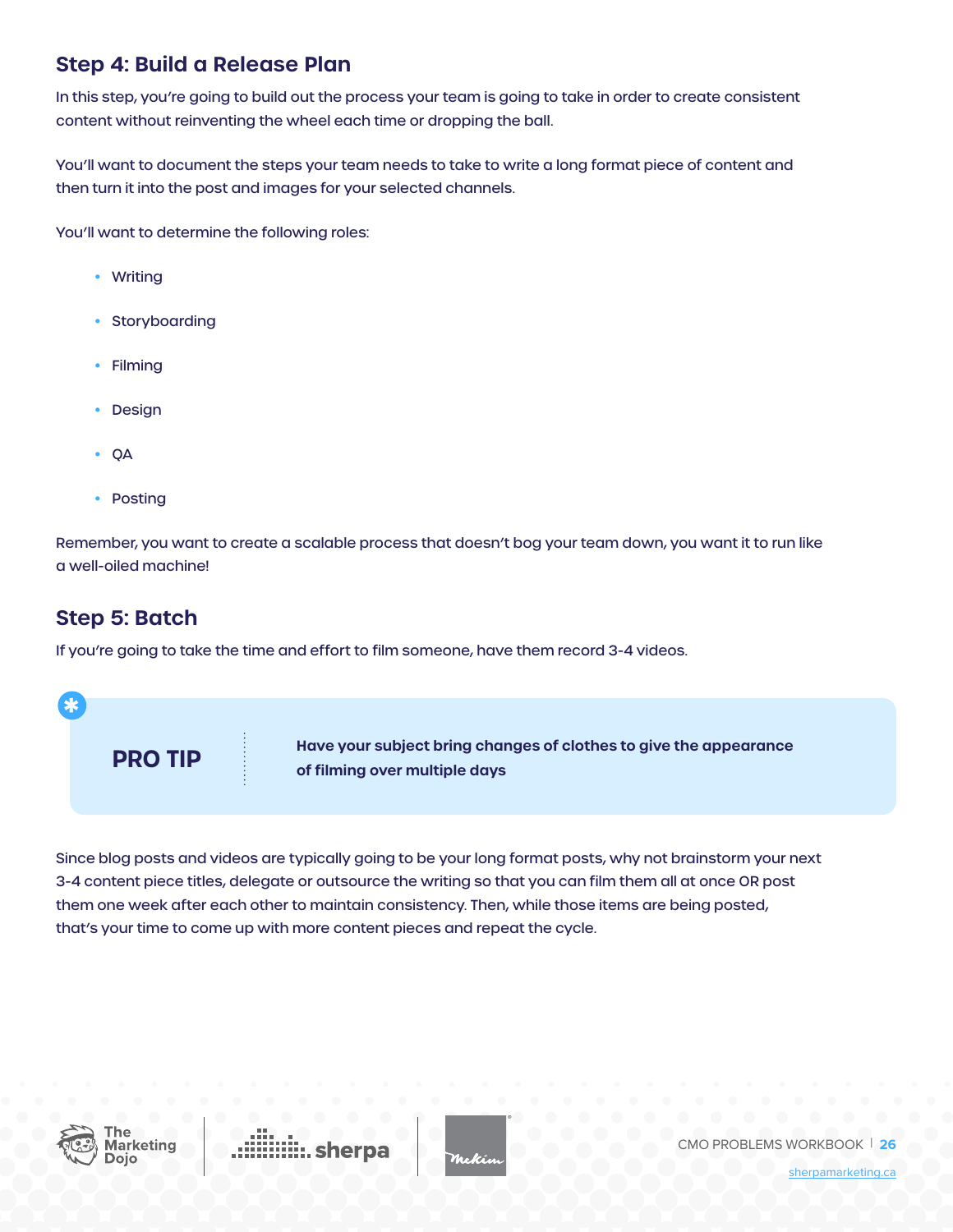## Step 4: Build a Release Plan

In this step, you're going to build out the process your team is going to take in order to create consistent content without reinventing the wheel each time or dropping the ball.

You'll want to document the steps your team needs to take to write a long format piece of content and then turn it into the post and images for your selected channels.

You'll want to determine the following roles:

- Writing
- Storyboarding
- Filming
- Design
- QA
- Posting

Remember, you want to create a scalable process that doesn't bog your team down, you want it to run like a well-oiled machine!

## Step 5: Batch

If you're going to take the time and effort to film someone, have them record 3-4 videos.

> **PRO TIP**
>
> **Have your subject bring changes of clothes to give the appearance of filming over multiple days**

Since blog posts and videos are typically going to be your long format posts, why not brainstorm your next 3-4 content piece titles, delegate or outsource the writing so that you can film them all at once OR post them one week after each other to maintain consistency. Then, while those items are being posted, that's your time to come up with more content pieces and repeat the cycle.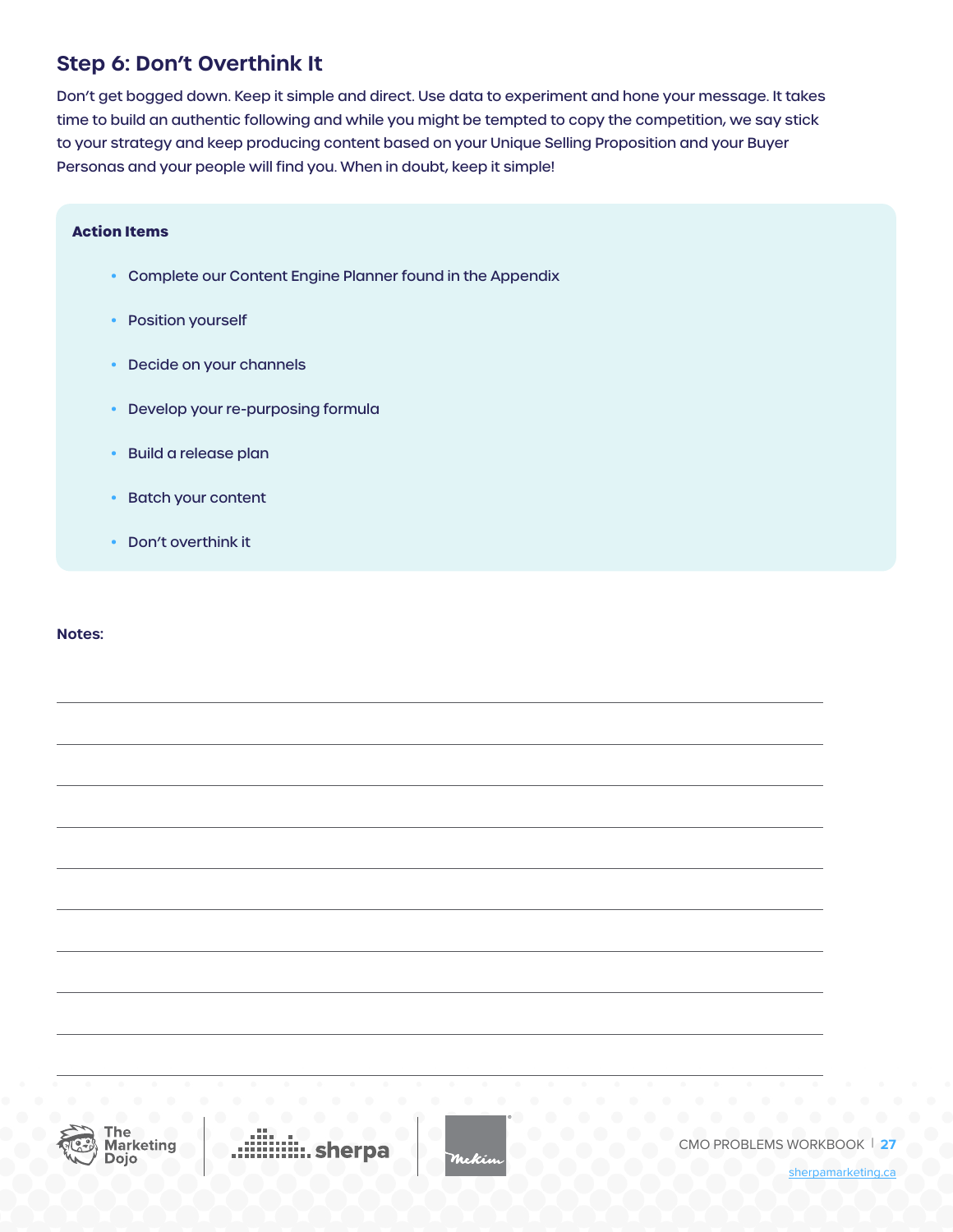## Step 6: Don't Overthink It

Don't get bogged down. Keep it simple and direct. Use data to experiment and hone your message. It takes time to build an authentic following and while you might be tempted to copy the competition, we say stick to your strategy and keep producing content based on your Unique Selling Proposition and your Buyer Personas and your people will find you. When in doubt, keep it simple!

**Action Items**

- Complete our Content Engine Planner found in the Appendix
- Position yourself
- Decide on your channels
- Develop your re-purposing formula
- Build a release plan
- Batch your content
- Don't overthink it

**Notes:**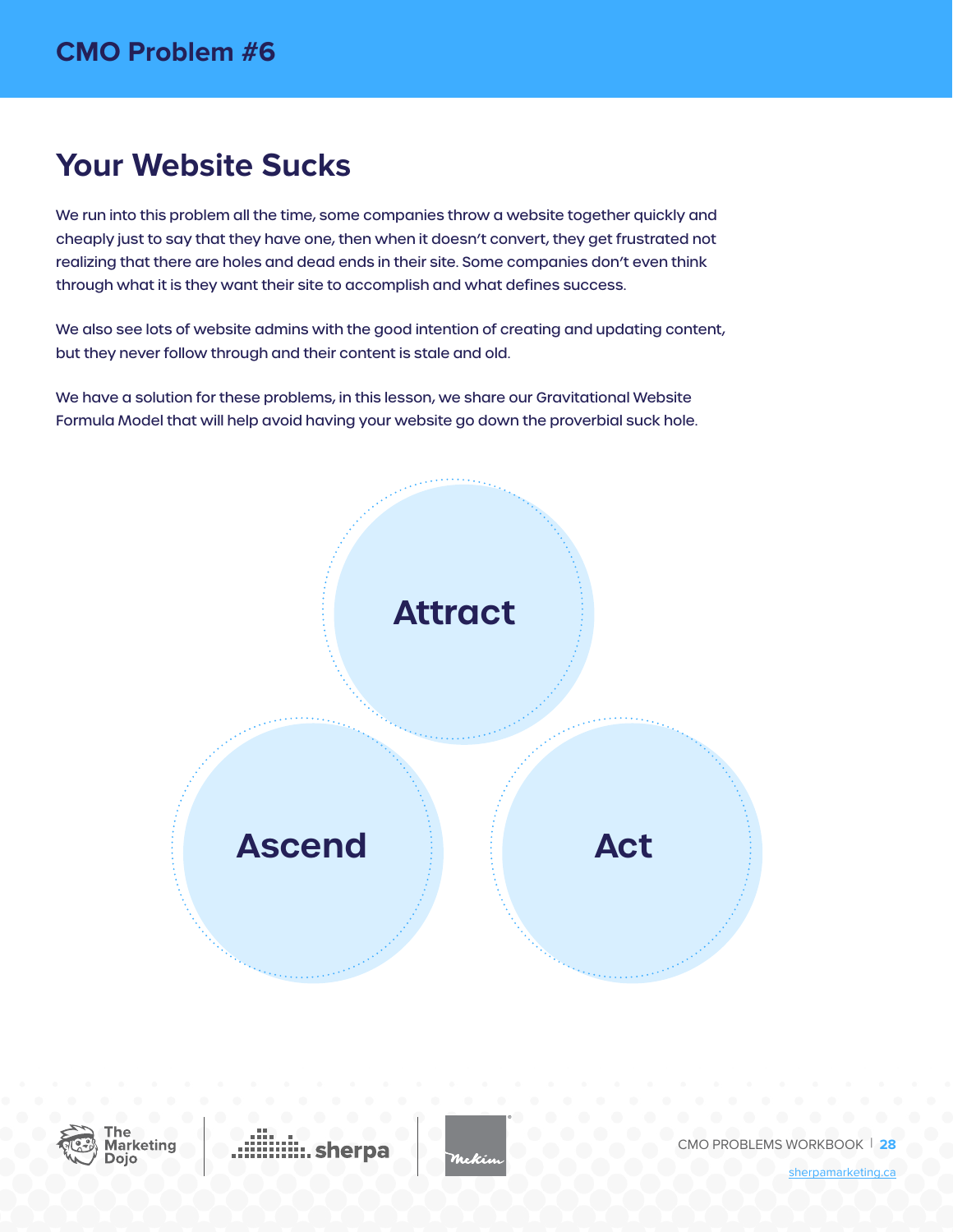## CMO Problem #6

# Your Website Sucks

We run into this problem all the time, some companies throw a website together quickly and cheaply just to say that they have one, then when it doesn't convert, they get frustrated not realizing that there are holes and dead ends in their site. Some companies don't even think through what it is they want their site to accomplish and what defines success.

We also see lots of website admins with the good intention of creating and updating content, but they never follow through and their content is stale and old.

We have a solution for these problems, in this lesson, we share our Gravitational Website Formula Model that will help avoid having your website go down the proverbial suck hole.

Attract

Ascend

Act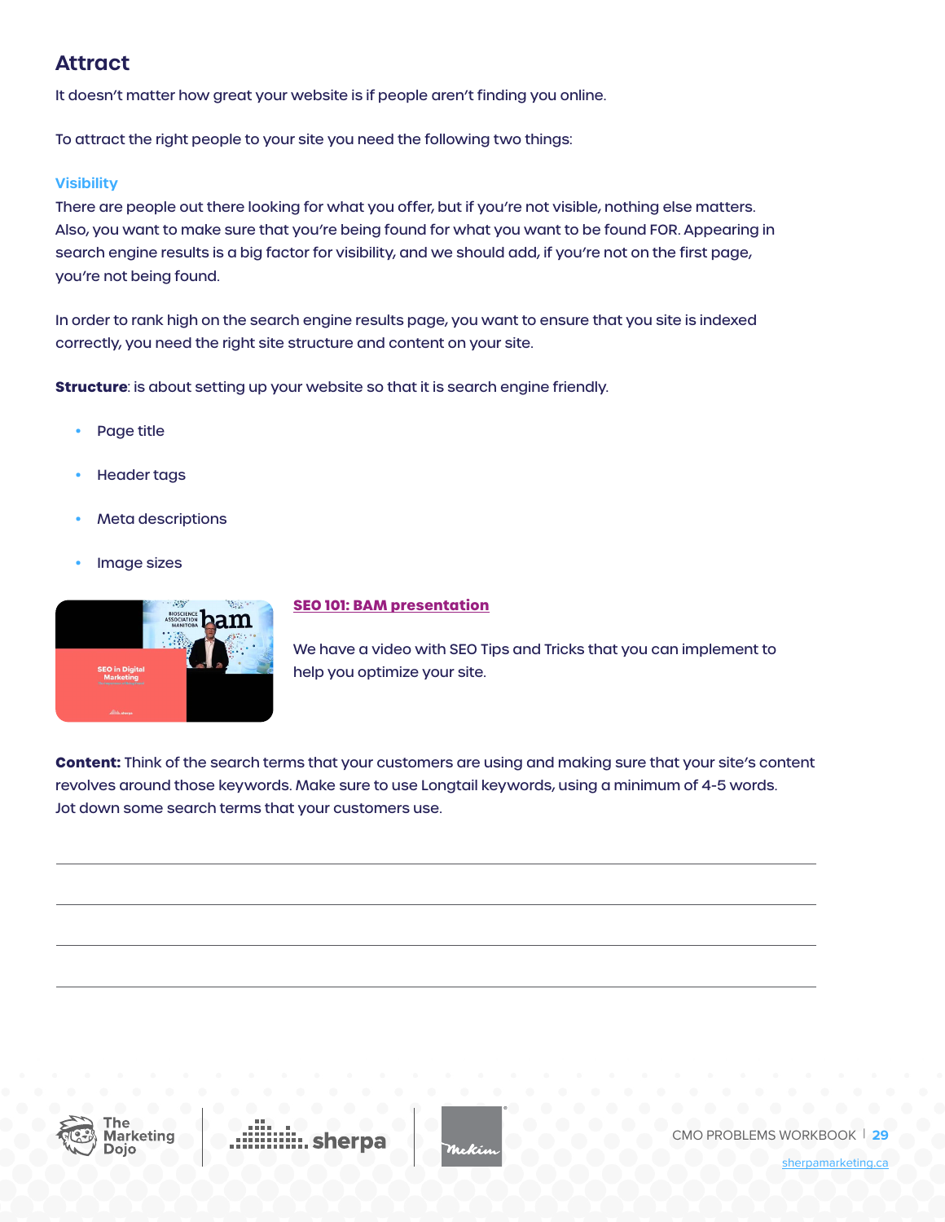## Attract

It doesn't matter how great your website is if people aren't finding you online.

To attract the right people to your site you need the following two things:

### Visibility

There are people out there looking for what you offer, but if you're not visible, nothing else matters. Also, you want to make sure that you're being found for what you want to be found FOR. Appearing in search engine results is a big factor for visibility, and we should add, if you're not on the first page, you're not being found.

In order to rank high on the search engine results page, you want to ensure that you site is indexed correctly, you need the right site structure and content on your site.

**Structure**: is about setting up your website so that it is search engine friendly.

- Page title
- Header tags
- Meta descriptions
- Image sizes

**SEO 101: BAM presentation**

We have a video with SEO Tips and Tricks that you can implement to help you optimize your site.

**Content:** Think of the search terms that your customers are using and making sure that your site's content revolves around those keywords. Make sure to use Longtail keywords, using a minimum of 4-5 words. Jot down some search terms that your customers use.

---

---

---

---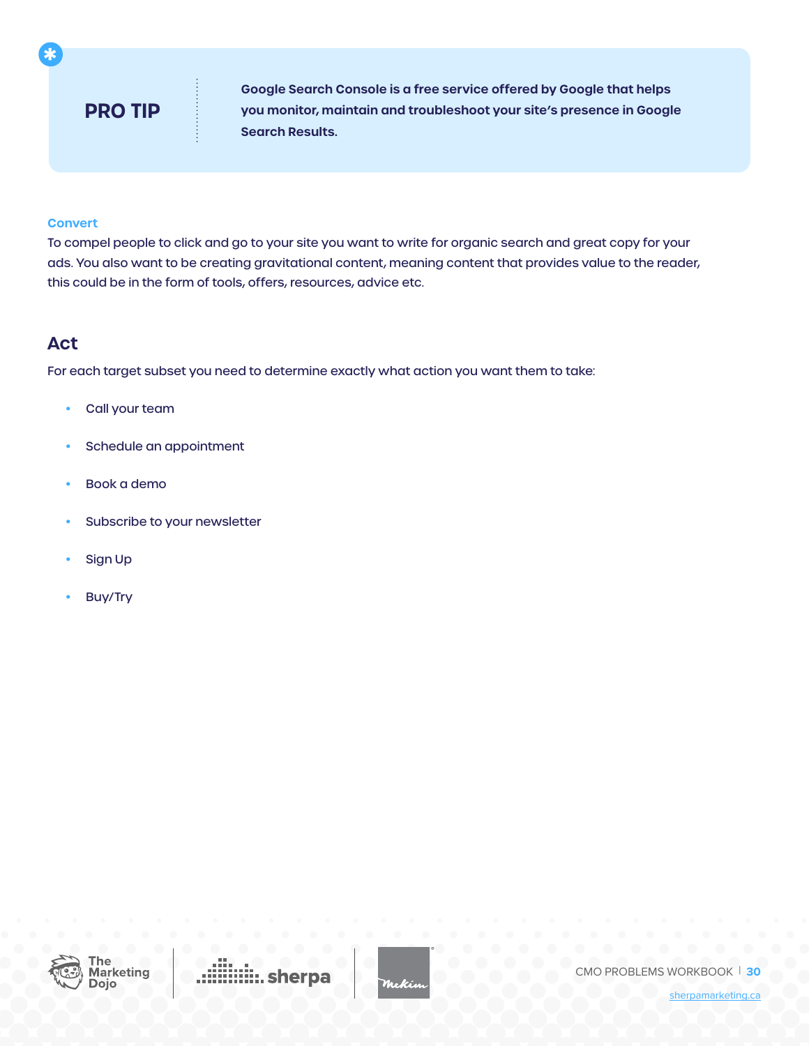**PRO TIP**

**Google Search Console is a free service offered by Google that helps you monitor, maintain and troubleshoot your site's presence in Google Search Results.**

### Convert

To compel people to click and go to your site you want to write for organic search and great copy for your ads. You also want to be creating gravitational content, meaning content that provides value to the reader, this could be in the form of tools, offers, resources, advice etc.

## Act

For each target subset you need to determine exactly what action you want them to take:

- Call your team
- Schedule an appointment
- Book a demo
- Subscribe to your newsletter
- Sign Up
- Buy/Try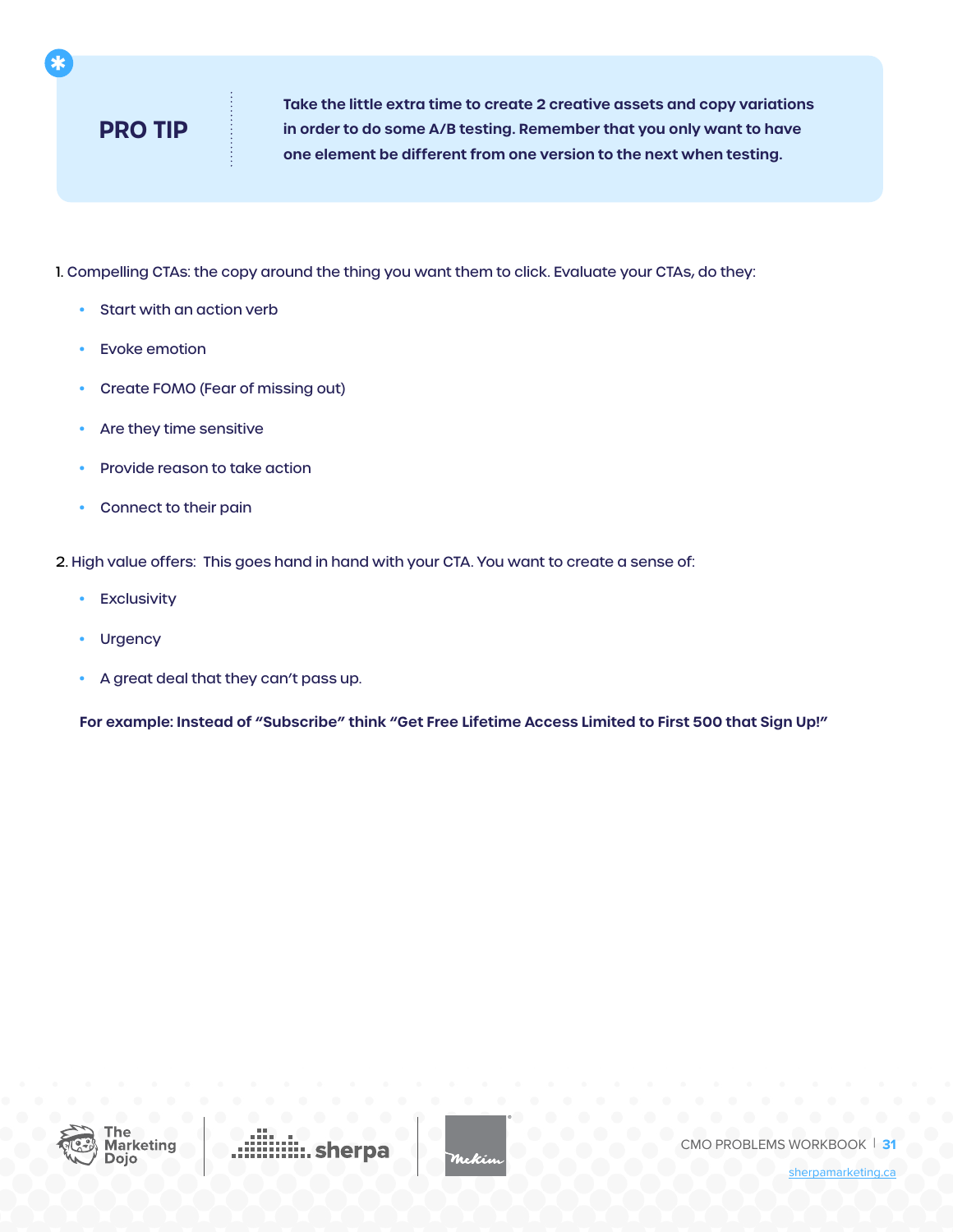**PRO TIP**

**Take the little extra time to create 2 creative assets and copy variations in order to do some A/B testing. Remember that you only want to have one element be different from one version to the next when testing.**

1. Compelling CTAs: the copy around the thing you want them to click. Evaluate your CTAs, do they:

- Start with an action verb
- Evoke emotion
- Create FOMO (Fear of missing out)
- Are they time sensitive
- Provide reason to take action
- Connect to their pain

2. High value offers: This goes hand in hand with your CTA. You want to create a sense of:

- Exclusivity
- Urgency
- A great deal that they can't pass up.

**For example: Instead of "Subscribe" think "Get Free Lifetime Access Limited to First 500 that Sign Up!"**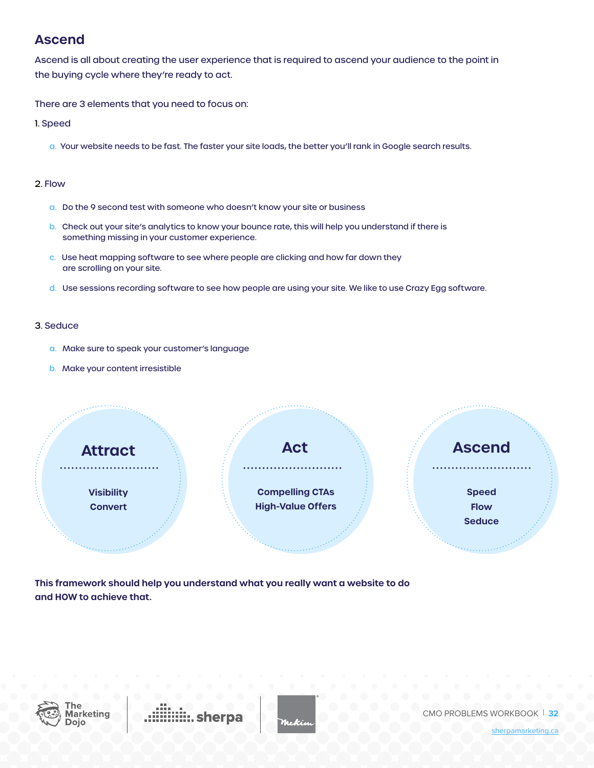## Ascend

Ascend is all about creating the user experience that is required to ascend your audience to the point in the buying cycle where they're ready to act.

There are 3 elements that you need to focus on:

1. Speed
   a. Your website needs to be fast. The faster your site loads, the better you'll rank in Google search results.

2. Flow
   a. Do the 9 second test with someone who doesn't know your site or business
   b. Check out your site's analytics to know your bounce rate, this will help you understand if there is something missing in your customer experience.
   c. Use heat mapping software to see where people are clicking and how far down they are scrolling on your site.
   d. Use sessions recording software to see how people are using your site. We like to use Crazy Egg software.

3. Seduce
   a. Make sure to speak your customer's language
   b. Make your content irresistible

**Attract**
- Visibility
- Convert

**Act**
- Compelling CTAs
- High-Value Offers

**Ascend**
- Speed
- Flow
- Seduce

**This framework should help you understand what you really want a website to do and HOW to achieve that.**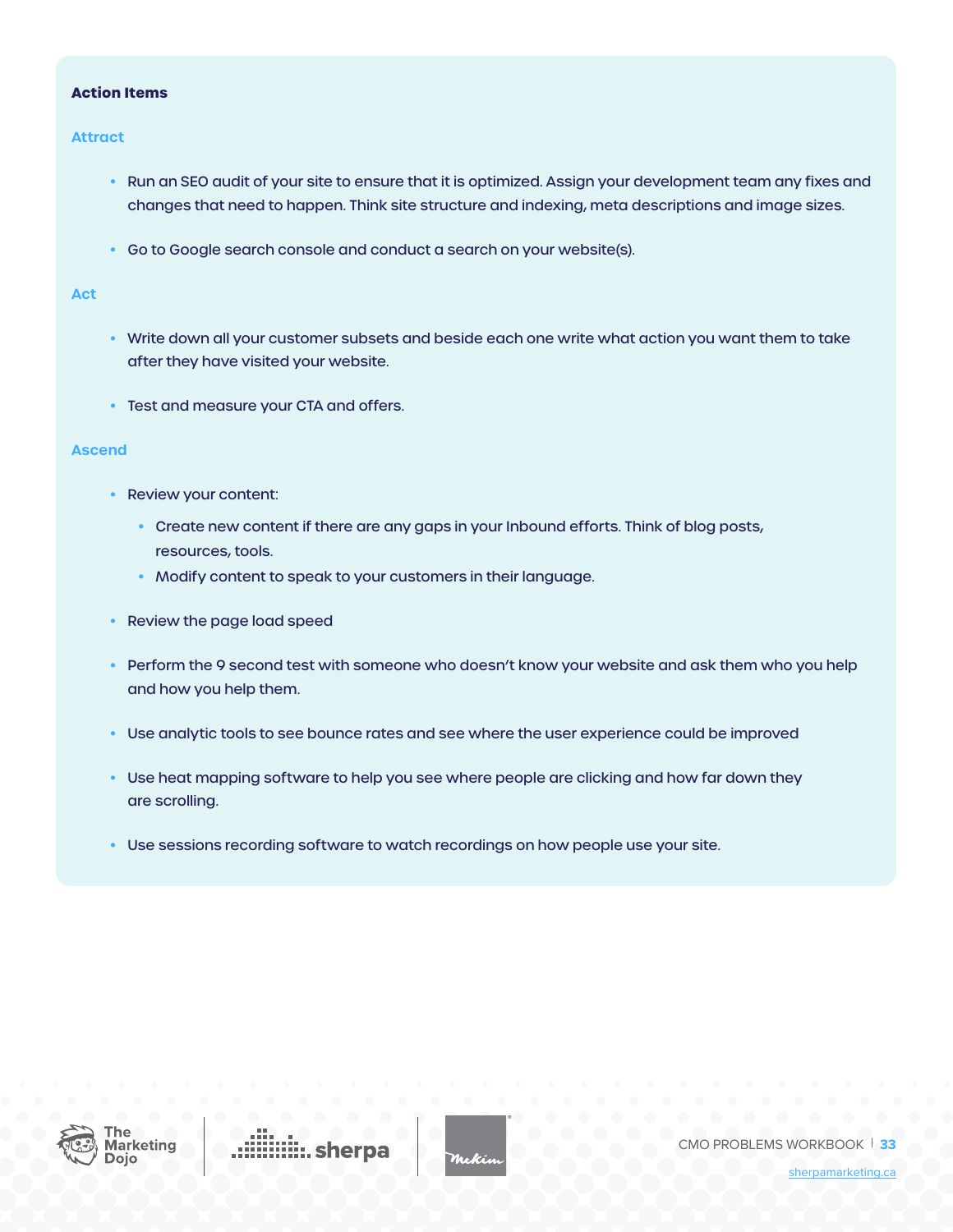**Action Items**

### Attract

- Run an SEO audit of your site to ensure that it is optimized. Assign your development team any fixes and changes that need to happen. Think site structure and indexing, meta descriptions and image sizes.
- Go to Google search console and conduct a search on your website(s).

### Act

- Write down all your customer subsets and beside each one write what action you want them to take after they have visited your website.
- Test and measure your CTA and offers.

### Ascend

- Review your content:
  - Create new content if there are any gaps in your Inbound efforts. Think of blog posts, resources, tools.
  - Modify content to speak to your customers in their language.
- Review the page load speed
- Perform the 9 second test with someone who doesn't know your website and ask them who you help and how you help them.
- Use analytic tools to see bounce rates and see where the user experience could be improved
- Use heat mapping software to help you see where people are clicking and how far down they are scrolling.
- Use sessions recording software to watch recordings on how people use your site.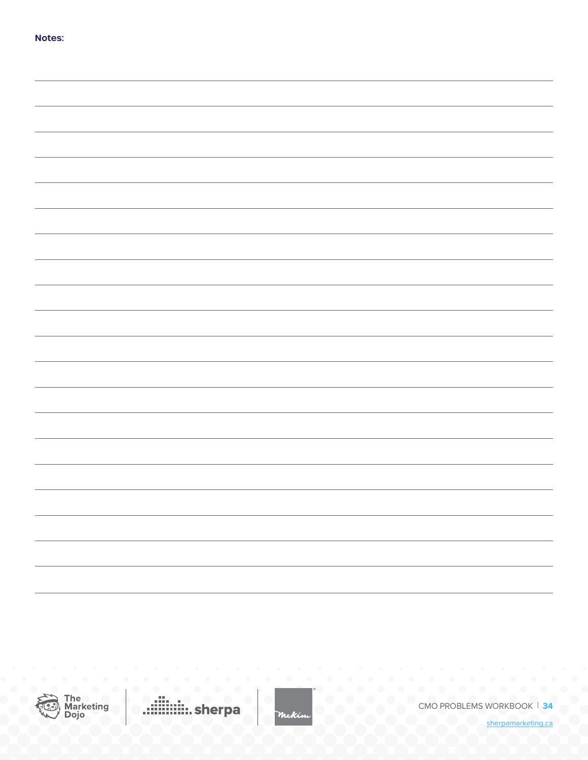**Notes:**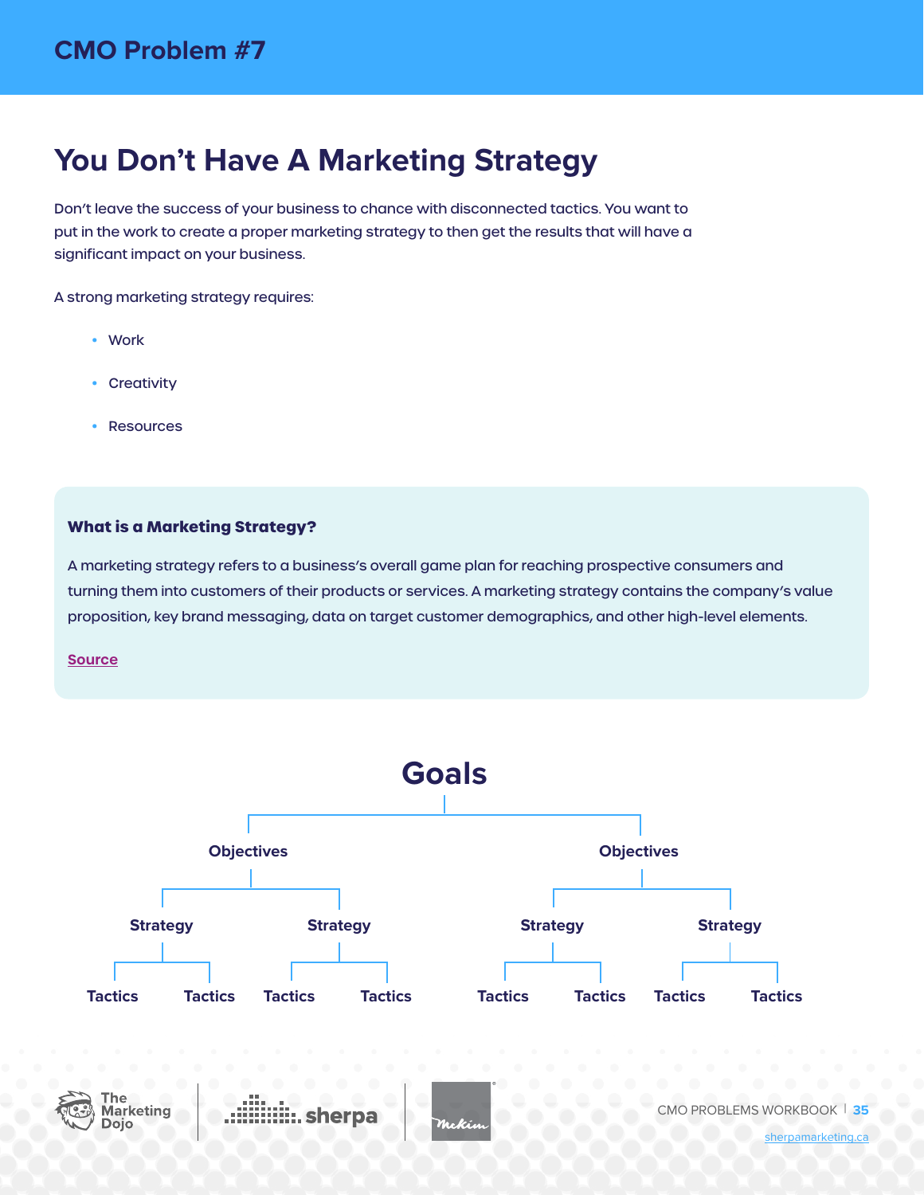## CMO Problem #7

# You Don't Have A Marketing Strategy

Don't leave the success of your business to chance with disconnected tactics. You want to put in the work to create a proper marketing strategy to then get the results that will have a significant impact on your business.

A strong marketing strategy requires:

- Work
- Creativity
- Resources

**What is a Marketing Strategy?**

A marketing strategy refers to a business's overall game plan for reaching prospective consumers and turning them into customers of their products or services. A marketing strategy contains the company's value proposition, key brand messaging, data on target customer demographics, and other high-level elements.

Source

**Goals**

- **Objectives**
  - **Strategy**
    - Tactics
    - Tactics
  - **Strategy**
    - Tactics
    - Tactics
- **Objectives**
  - **Strategy**
    - Tactics
    - Tactics
  - **Strategy**
    - Tactics
    - Tactics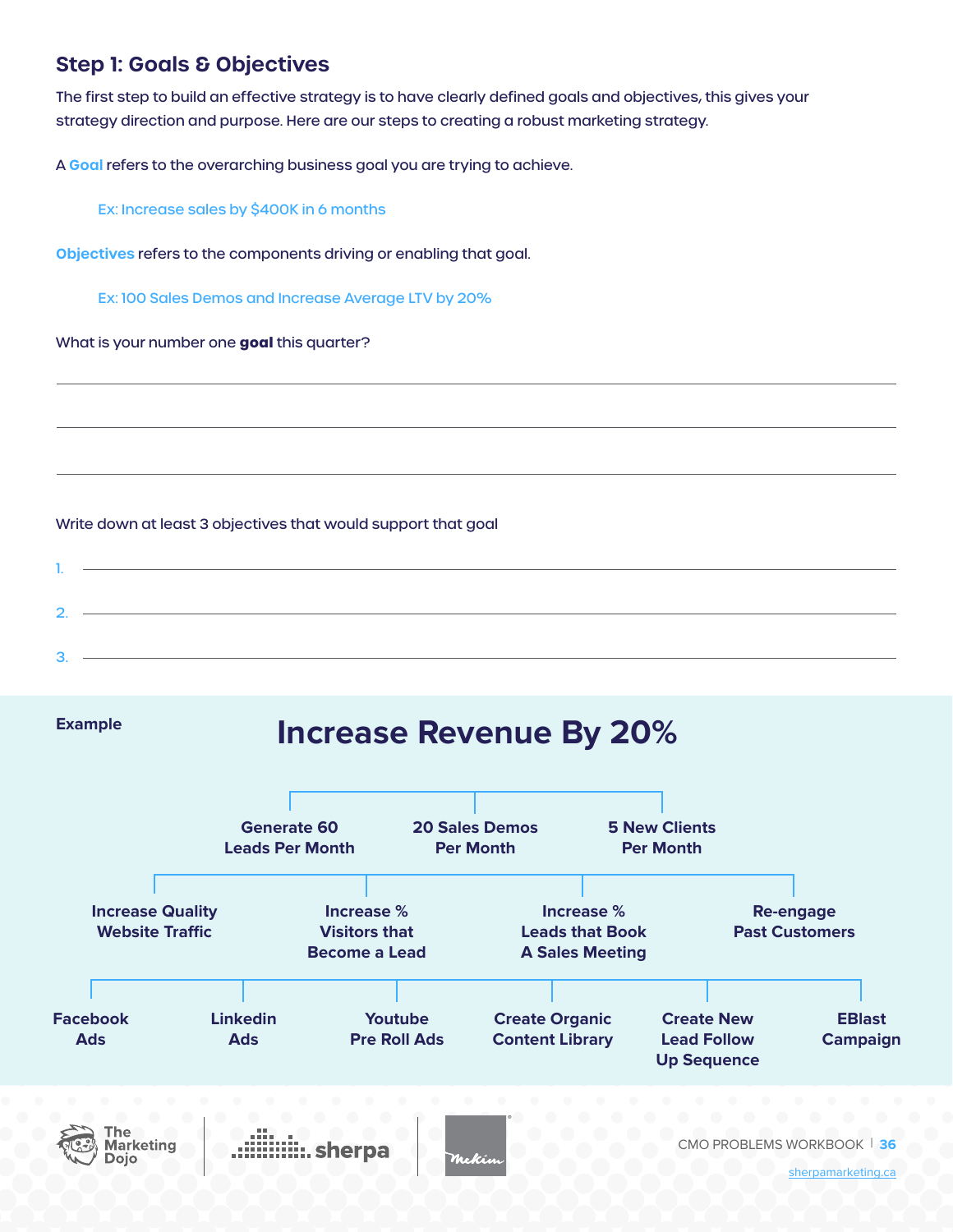## Step 1: Goals & Objectives

The first step to build an effective strategy is to have clearly defined goals and objectives, this gives your strategy direction and purpose. Here are our steps to creating a robust marketing strategy.

A **Goal** refers to the overarching business goal you are trying to achieve.

> Ex: Increase sales by $400K in 6 months

**Objectives** refers to the components driving or enabling that goal.

> Ex: 100 Sales Demos and Increase Average LTV by 20%

What is your number one **goal** this quarter?

\_\_\_\_\_\_\_\_\_\_\_\_\_\_\_\_\_\_\_\_\_\_\_\_\_\_\_\_\_\_\_\_\_\_\_\_\_\_\_\_\_\_\_\_\_\_\_\_

\_\_\_\_\_\_\_\_\_\_\_\_\_\_\_\_\_\_\_\_\_\_\_\_\_\_\_\_\_\_\_\_\_\_\_\_\_\_\_\_\_\_\_\_\_\_\_\_

\_\_\_\_\_\_\_\_\_\_\_\_\_\_\_\_\_\_\_\_\_\_\_\_\_\_\_\_\_\_\_\_\_\_\_\_\_\_\_\_\_\_\_\_\_\_\_\_

Write down at least 3 objectives that would support that goal

1. \_\_\_\_\_\_\_\_\_\_\_\_\_\_\_\_\_\_\_\_\_\_\_\_\_\_\_\_\_\_\_\_\_\_\_\_\_\_\_\_\_\_\_\_
2. \_\_\_\_\_\_\_\_\_\_\_\_\_\_\_\_\_\_\_\_\_\_\_\_\_\_\_\_\_\_\_\_\_\_\_\_\_\_\_\_\_\_\_\_
3. \_\_\_\_\_\_\_\_\_\_\_\_\_\_\_\_\_\_\_\_\_\_\_\_\_\_\_\_\_\_\_\_\_\_\_\_\_\_\_\_\_\_\_\_

**Example**

### Increase Revenue By 20%

- Generate 60 Leads Per Month
- 20 Sales Demos Per Month
- 5 New Clients Per Month

- Increase Quality Website Traffic
- Increase % Visitors that Become a Lead
- Increase % Leads that Book A Sales Meeting
- Re-engage Past Customers

- Facebook Ads
- Linkedin Ads
- Youtube Pre Roll Ads
- Create Organic Content Library
- Create New Lead Follow Up Sequence
- EBlast Campaign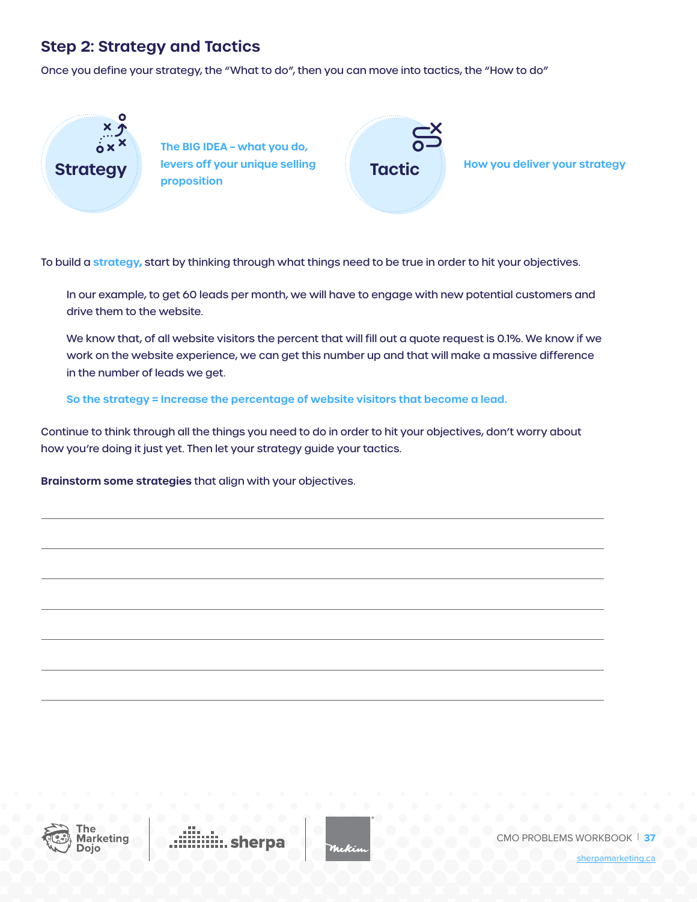## Step 2: Strategy and Tactics

Once you define your strategy, the "What to do", then you can move into tactics, the "How to do"

**Strategy**

**The BIG IDEA – what you do, levers off your unique selling proposition**

**Tactic**

**How you deliver your strategy**

To build a **strategy,** start by thinking through what things need to be true in order to hit your objectives.

In our example, to get 60 leads per month, we will have to engage with new potential customers and drive them to the website.

We know that, of all website visitors the percent that will fill out a quote request is 0.1%. We know if we work on the website experience, we can get this number up and that will make a massive difference in the number of leads we get.

**So the strategy = Increase the percentage of website visitors that become a lead.**

Continue to think through all the things you need to do in order to hit your objectives, don't worry about how you're doing it just yet. Then let your strategy guide your tactics.

**Brainstorm some strategies** that align with your objectives.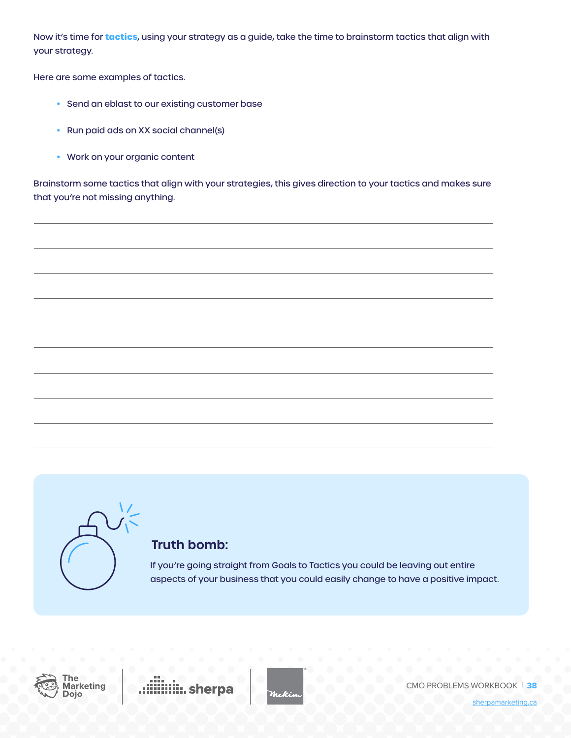Now it's time for **tactics**, using your strategy as a guide, take the time to brainstorm tactics that align with your strategy.

Here are some examples of tactics.

- Send an eblast to our existing customer base
- Run paid ads on XX social channel(s)
- Work on your organic content

Brainstorm some tactics that align with your strategies, this gives direction to your tactics and makes sure that you're not missing anything.

---

---

---

---

---

---

---

---

---

---

### Truth bomb:

If you're going straight from Goals to Tactics you could be leaving out entire aspects of your business that you could easily change to have a positive impact.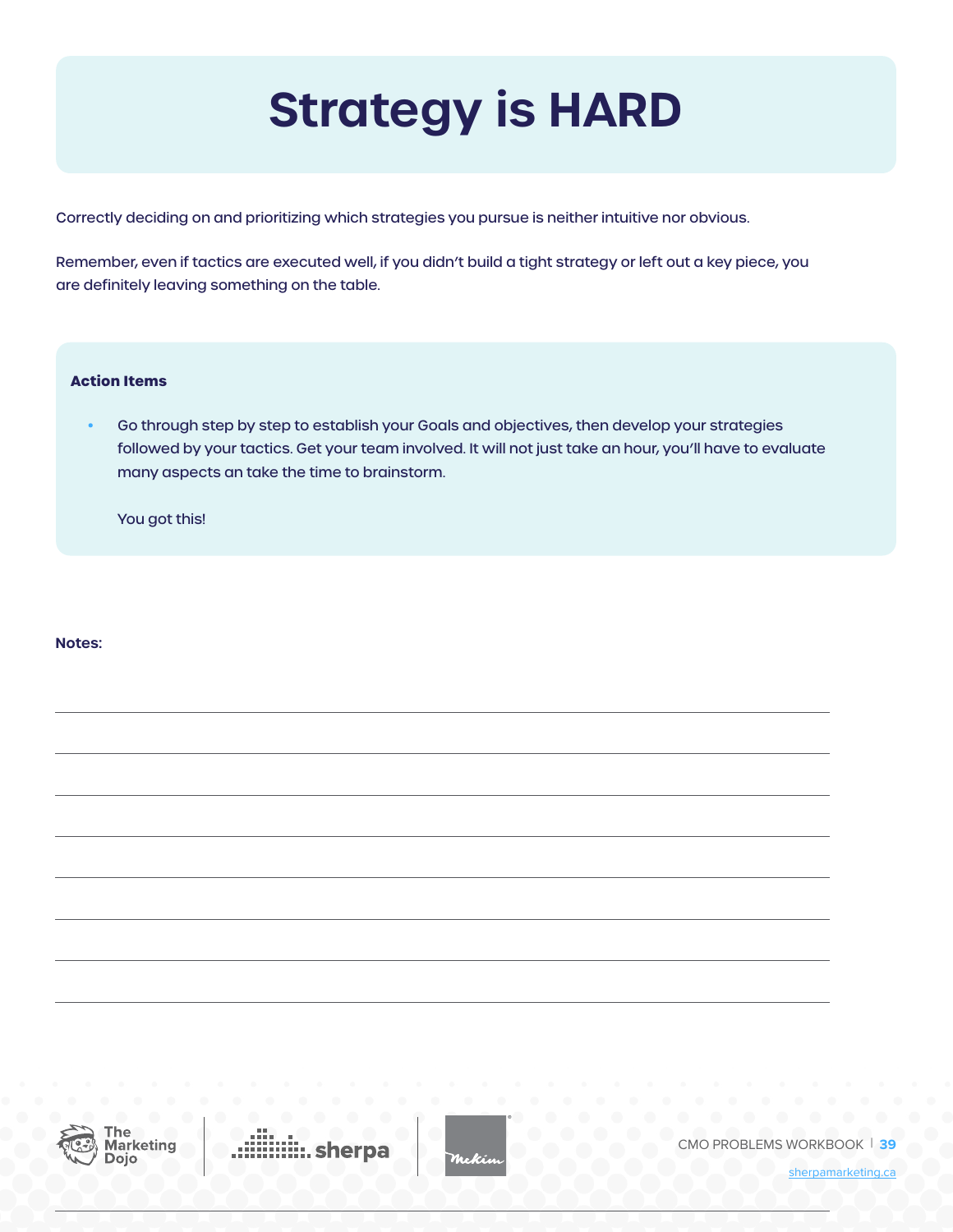# Strategy is HARD

Correctly deciding on and prioritizing which strategies you pursue is neither intuitive nor obvious.

Remember, even if tactics are executed well, if you didn't build a tight strategy or left out a key piece, you are definitely leaving something on the table.

**Action Items**

- Go through step by step to establish your Goals and objectives, then develop your strategies followed by your tactics. Get your team involved. It will not just take an hour, you'll have to evaluate many aspects an take the time to brainstorm.

  You got this!

**Notes:**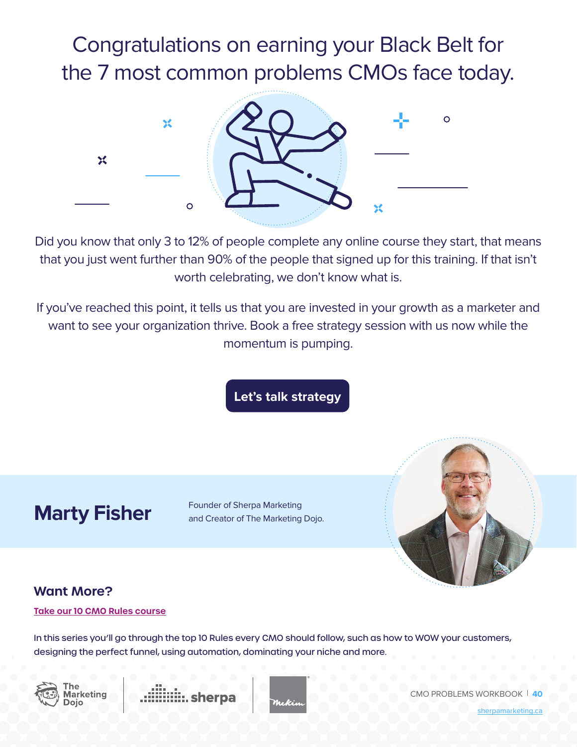# Congratulations on earning your Black Belt for the 7 most common problems CMOs face today.

Did you know that only 3 to 12% of people complete any online course they start, that means that you just went further than 90% of the people that signed up for this training. If that isn't worth celebrating, we don't know what is.

If you've reached this point, it tells us that you are invested in your growth as a marketer and want to see your organization thrive. Book a free strategy session with us now while the momentum is pumping.

**Let's talk strategy**

## Marty Fisher

Founder of Sherpa Marketing and Creator of The Marketing Dojo.

### Want More?

[Take our 10 CMO Rules course]

In this series you'll go through the top 10 Rules every CMO should follow, such as how to WOW your customers, designing the perfect funnel, using automation, dominating your niche and more.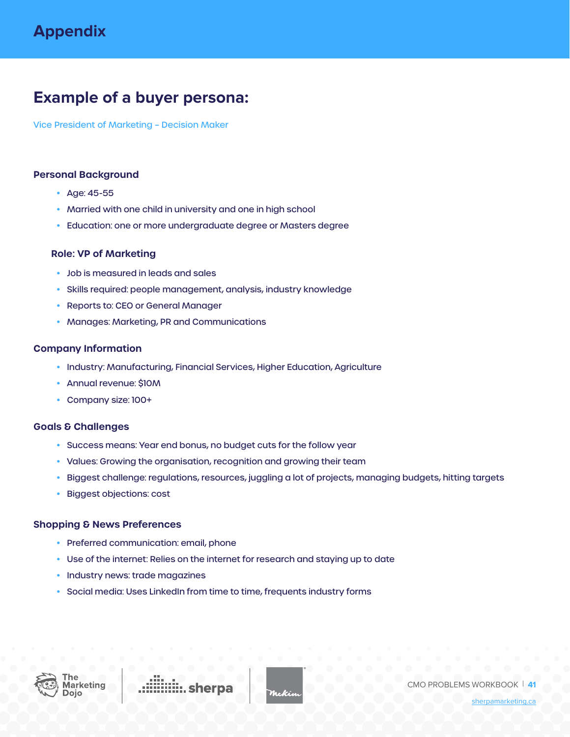# Appendix

## Example of a buyer persona:

Vice President of Marketing – Decision Maker

### Personal Background

- Age: 45-55
- Married with one child in university and one in high school
- Education: one or more undergraduate degree or Masters degree

### Role: VP of Marketing

- Job is measured in leads and sales
- Skills required: people management, analysis, industry knowledge
- Reports to: CEO or General Manager
- Manages: Marketing, PR and Communications

### Company Information

- Industry: Manufacturing, Financial Services, Higher Education, Agriculture
- Annual revenue: $10M
- Company size: 100+

### Goals & Challenges

- Success means: Year end bonus, no budget cuts for the follow year
- Values: Growing the organisation, recognition and growing their team
- Biggest challenge: regulations, resources, juggling a lot of projects, managing budgets, hitting targets
- Biggest objections: cost

### Shopping & News Preferences

- Preferred communication: email, phone
- Use of the internet: Relies on the internet for research and staying up to date
- Industry news: trade magazines
- Social media: Uses LinkedIn from time to time, frequents industry forms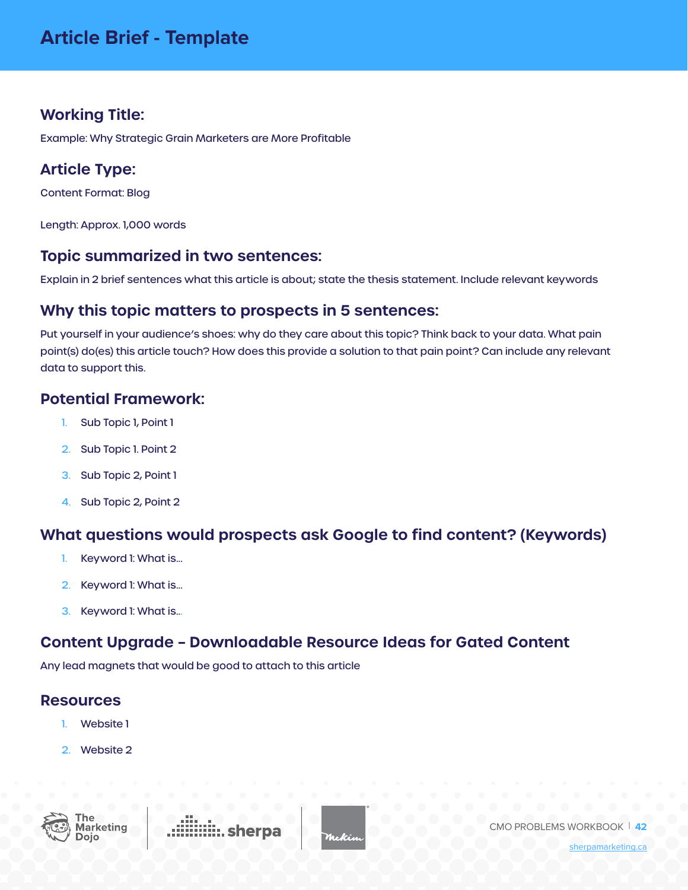# Article Brief - Template

## Working Title:

Example: Why Strategic Grain Marketers are More Profitable

## Article Type:

Content Format: Blog

Length: Approx. 1,000 words

## Topic summarized in two sentences:

Explain in 2 brief sentences what this article is about; state the thesis statement. Include relevant keywords

## Why this topic matters to prospects in 5 sentences:

Put yourself in your audience's shoes: why do they care about this topic? Think back to your data. What pain point(s) do(es) this article touch? How does this provide a solution to that pain point? Can include any relevant data to support this.

## Potential Framework:

1. Sub Topic 1, Point 1
2. Sub Topic 1. Point 2
3. Sub Topic 2, Point 1
4. Sub Topic 2, Point 2

## What questions would prospects ask Google to find content? (Keywords)

1. Keyword 1: What is...
2. Keyword 1: What is...
3. Keyword 1: What is...

## Content Upgrade – Downloadable Resource Ideas for Gated Content

Any lead magnets that would be good to attach to this article

## Resources

1. Website 1
2. Website 2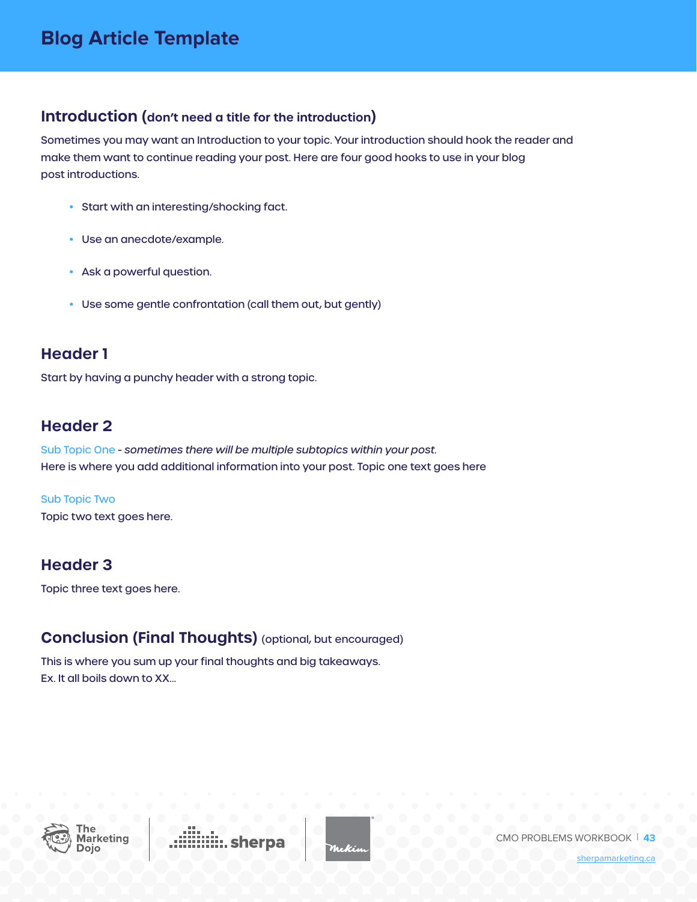# Blog Article Template

## Introduction (don't need a title for the introduction)

Sometimes you may want an Introduction to your topic. Your introduction should hook the reader and make them want to continue reading your post. Here are four good hooks to use in your blog post introductions.

- Start with an interesting/shocking fact.
- Use an anecdote/example.
- Ask a powerful question.
- Use some gentle confrontation (call them out, but gently)

## Header 1

Start by having a punchy header with a strong topic.

## Header 2

Sub Topic One - *sometimes there will be multiple subtopics within your post.*
Here is where you add additional information into your post. Topic one text goes here

Sub Topic Two
Topic two text goes here.

## Header 3

Topic three text goes here.

## Conclusion (Final Thoughts) (optional, but encouraged)

This is where you sum up your final thoughts and big takeaways.
Ex. It all boils down to XX...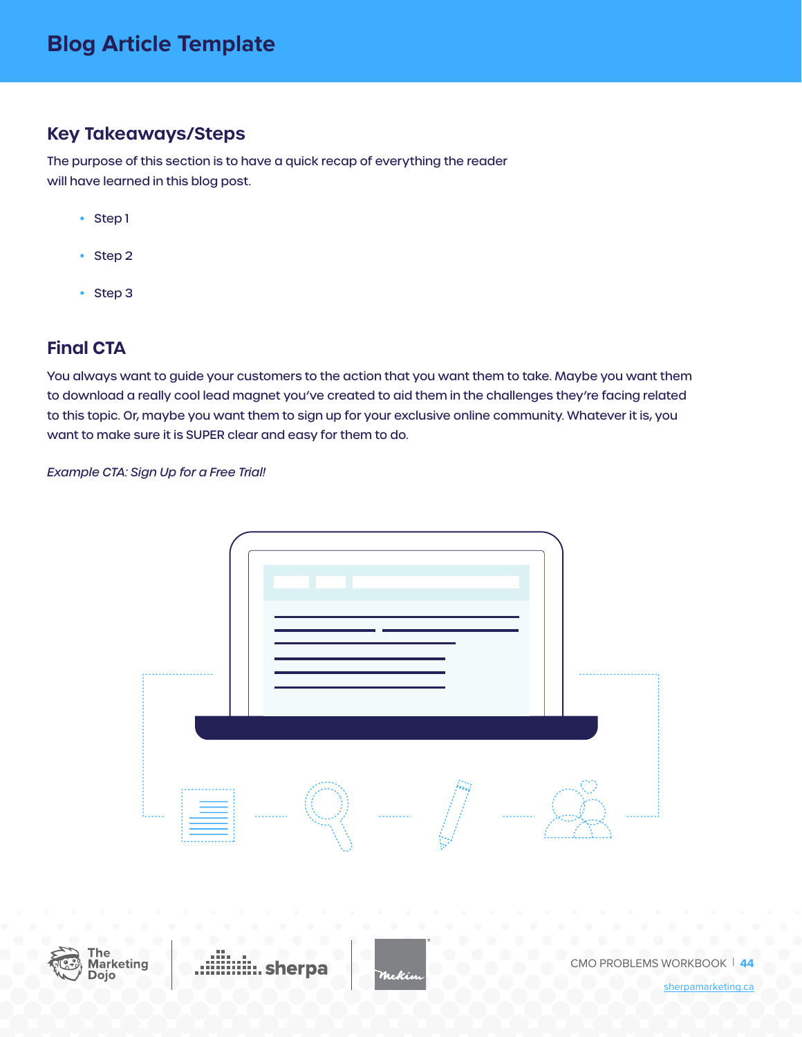# Blog Article Template

## Key Takeaways/Steps

The purpose of this section is to have a quick recap of everything the reader will have learned in this blog post.

- Step 1
- Step 2
- Step 3

## Final CTA

You always want to guide your customers to the action that you want them to take. Maybe you want them to download a really cool lead magnet you've created to aid them in the challenges they're facing related to this topic. Or, maybe you want them to sign up for your exclusive online community. Whatever it is, you want to make sure it is SUPER clear and easy for them to do.

*Example CTA: Sign Up for a Free Trial!*